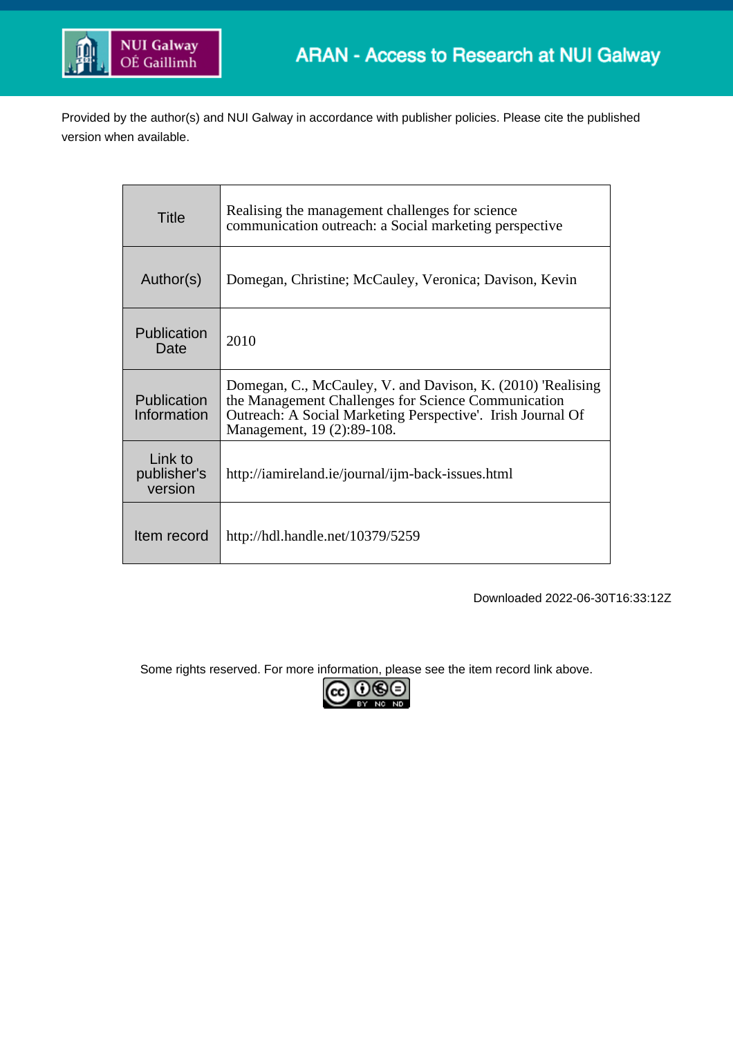ARAN - Access to Research at NUI Galway

Provided by the author(s) and NUI Galway in accordance with publisher policies. Please cite the published version when available.

| Title | Realising the management challenges for science communication outreach: a Social marketing perspective |
|---|---|
| Author(s) | Domegan, Christine; McCauley, Veronica; Davison, Kevin |
| Publication Date | 2010 |
| Publication Information | Domegan, C., McCauley, V. and Davison, K. (2010) 'Realising the Management Challenges for Science Communication Outreach: A Social Marketing Perspective'. Irish Journal Of Management, 19 (2):89-108. |
| Link to publisher's version | http://iamireland.ie/journal/ijm-back-issues.html |
| Item record | http://hdl.handle.net/10379/5259 |

Downloaded 2022-06-30T16:33:12Z

Some rights reserved. For more information, please see the item record link above.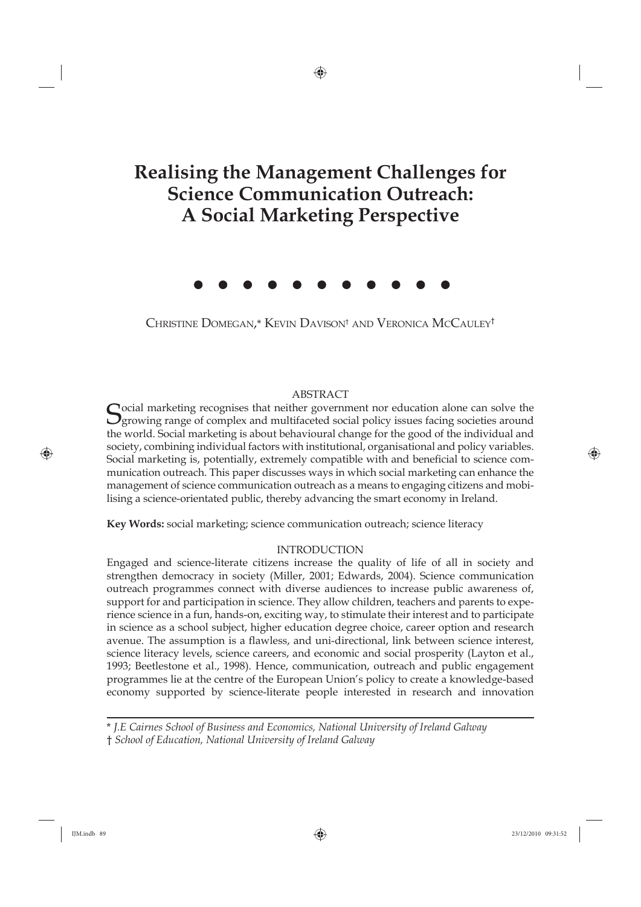# Realising the Management Challenges for Science Communication Outreach: A Social Marketing Perspective

● ● ● ● ● ● ● ● ● ● ●

CHRISTINE DOMEGAN,* KEVIN DAVISON† AND VERONICA MCCAULEY†

## ABSTRACT

Social marketing recognises that neither government nor education alone can solve the growing range of complex and multifaceted social policy issues facing societies around the world. Social marketing is about behavioural change for the good of the individual and society, combining individual factors with institutional, organisational and policy variables. Social marketing is, potentially, extremely compatible with and beneficial to science communication outreach. This paper discusses ways in which social marketing can enhance the management of science communication outreach as a means to engaging citizens and mobilising a science-orientated public, thereby advancing the smart economy in Ireland.

**Key Words:** social marketing; science communication outreach; science literacy

## INTRODUCTION

Engaged and science-literate citizens increase the quality of life of all in society and strengthen democracy in society (Miller, 2001; Edwards, 2004). Science communication outreach programmes connect with diverse audiences to increase public awareness of, support for and participation in science. They allow children, teachers and parents to experience science in a fun, hands-on, exciting way, to stimulate their interest and to participate in science as a school subject, higher education degree choice, career option and research avenue. The assumption is a flawless, and uni-directional, link between science interest, science literacy levels, science careers, and economic and social prosperity (Layton et al., 1993; Beetlestone et al., 1998). Hence, communication, outreach and public engagement programmes lie at the centre of the European Union's policy to create a knowledge-based economy supported by science-literate people interested in research and innovation

\* *J.E Cairnes School of Business and Economics, National University of Ireland Galway*
† *School of Education, National University of Ireland Galway*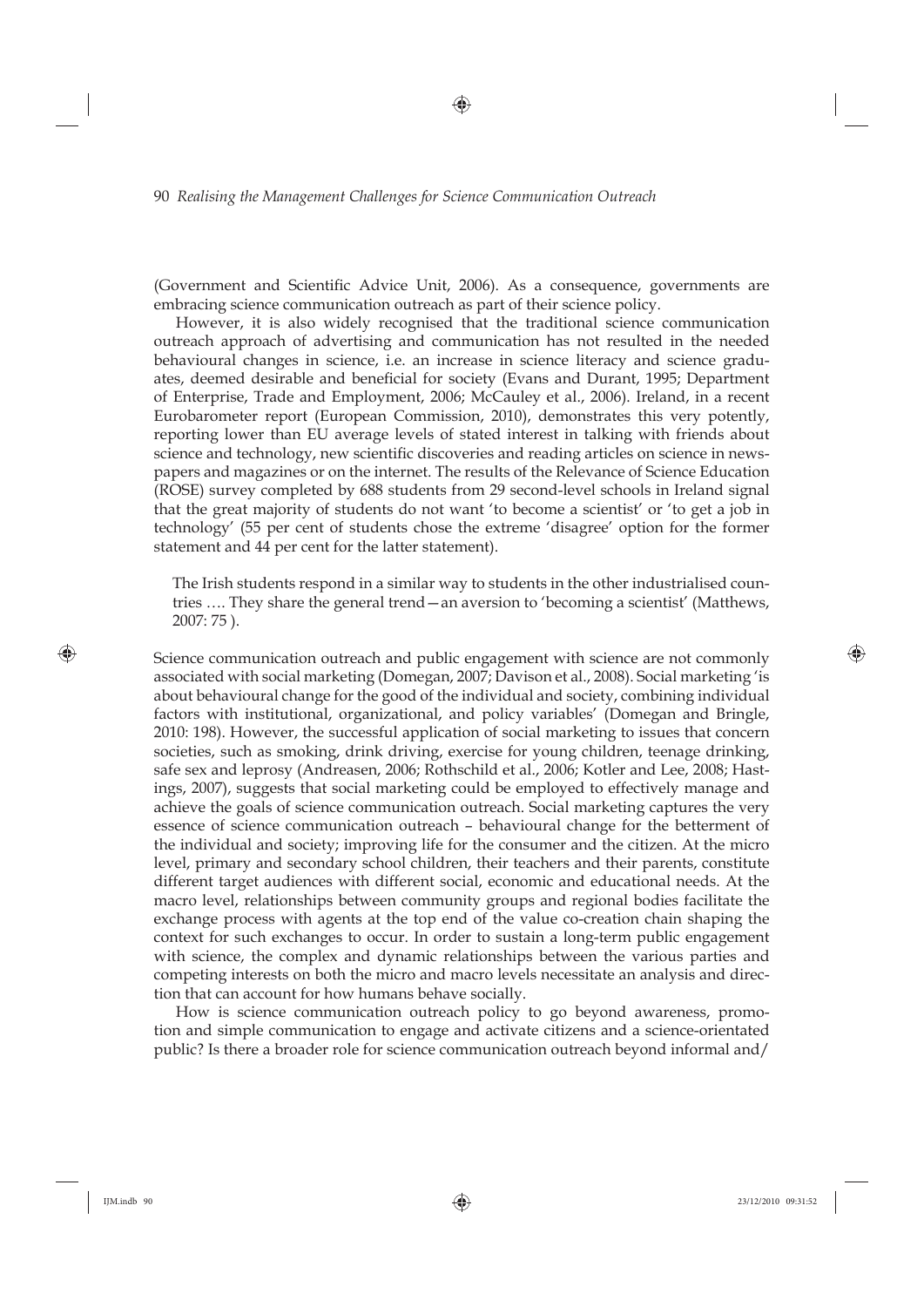(Government and Scientific Advice Unit, 2006). As a consequence, governments are embracing science communication outreach as part of their science policy.

However, it is also widely recognised that the traditional science communication outreach approach of advertising and communication has not resulted in the needed behavioural changes in science, i.e. an increase in science literacy and science graduates, deemed desirable and beneficial for society (Evans and Durant, 1995; Department of Enterprise, Trade and Employment, 2006; McCauley et al., 2006). Ireland, in a recent Eurobarometer report (European Commission, 2010), demonstrates this very potently, reporting lower than EU average levels of stated interest in talking with friends about science and technology, new scientific discoveries and reading articles on science in newspapers and magazines or on the internet. The results of the Relevance of Science Education (ROSE) survey completed by 688 students from 29 second-level schools in Ireland signal that the great majority of students do not want 'to become a scientist' or 'to get a job in technology' (55 per cent of students chose the extreme 'disagree' option for the former statement and 44 per cent for the latter statement).

> The Irish students respond in a similar way to students in the other industrialised countries …. They share the general trend—an aversion to 'becoming a scientist' (Matthews, 2007: 75 ).

Science communication outreach and public engagement with science are not commonly associated with social marketing (Domegan, 2007; Davison et al., 2008). Social marketing 'is about behavioural change for the good of the individual and society, combining individual factors with institutional, organizational, and policy variables' (Domegan and Bringle, 2010: 198). However, the successful application of social marketing to issues that concern societies, such as smoking, drink driving, exercise for young children, teenage drinking, safe sex and leprosy (Andreasen, 2006; Rothschild et al., 2006; Kotler and Lee, 2008; Hastings, 2007), suggests that social marketing could be employed to effectively manage and achieve the goals of science communication outreach. Social marketing captures the very essence of science communication outreach – behavioural change for the betterment of the individual and society; improving life for the consumer and the citizen. At the micro level, primary and secondary school children, their teachers and their parents, constitute different target audiences with different social, economic and educational needs. At the macro level, relationships between community groups and regional bodies facilitate the exchange process with agents at the top end of the value co-creation chain shaping the context for such exchanges to occur. In order to sustain a long-term public engagement with science, the complex and dynamic relationships between the various parties and competing interests on both the micro and macro levels necessitate an analysis and direction that can account for how humans behave socially.

How is science communication outreach policy to go beyond awareness, promotion and simple communication to engage and activate citizens and a science-orientated public? Is there a broader role for science communication outreach beyond informal and/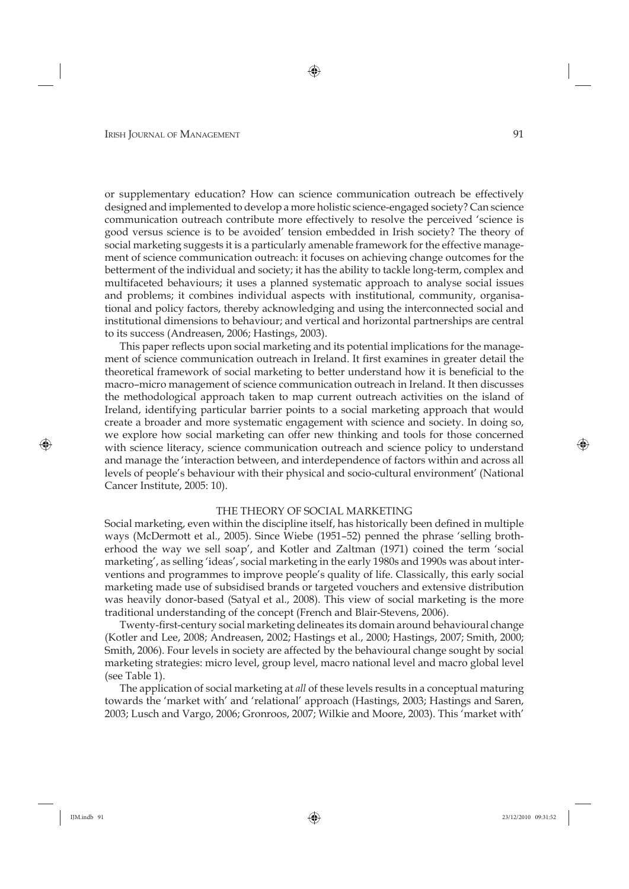or supplementary education? How can science communication outreach be effectively designed and implemented to develop a more holistic science-engaged society? Can science communication outreach contribute more effectively to resolve the perceived 'science is good versus science is to be avoided' tension embedded in Irish society? The theory of social marketing suggests it is a particularly amenable framework for the effective management of science communication outreach: it focuses on achieving change outcomes for the betterment of the individual and society; it has the ability to tackle long-term, complex and multifaceted behaviours; it uses a planned systematic approach to analyse social issues and problems; it combines individual aspects with institutional, community, organisational and policy factors, thereby acknowledging and using the interconnected social and institutional dimensions to behaviour; and vertical and horizontal partnerships are central to its success (Andreasen, 2006; Hastings, 2003).

This paper reflects upon social marketing and its potential implications for the management of science communication outreach in Ireland. It first examines in greater detail the theoretical framework of social marketing to better understand how it is beneficial to the macro–micro management of science communication outreach in Ireland. It then discusses the methodological approach taken to map current outreach activities on the island of Ireland, identifying particular barrier points to a social marketing approach that would create a broader and more systematic engagement with science and society. In doing so, we explore how social marketing can offer new thinking and tools for those concerned with science literacy, science communication outreach and science policy to understand and manage the 'interaction between, and interdependence of factors within and across all levels of people's behaviour with their physical and socio-cultural environment' (National Cancer Institute, 2005: 10).

## THE THEORY OF SOCIAL MARKETING

Social marketing, even within the discipline itself, has historically been defined in multiple ways (McDermott et al., 2005). Since Wiebe (1951–52) penned the phrase 'selling brotherhood the way we sell soap', and Kotler and Zaltman (1971) coined the term 'social marketing', as selling 'ideas', social marketing in the early 1980s and 1990s was about interventions and programmes to improve people's quality of life. Classically, this early social marketing made use of subsidised brands or targeted vouchers and extensive distribution was heavily donor-based (Satyal et al., 2008). This view of social marketing is the more traditional understanding of the concept (French and Blair-Stevens, 2006).

Twenty-first-century social marketing delineates its domain around behavioural change (Kotler and Lee, 2008; Andreasen, 2002; Hastings et al., 2000; Hastings, 2007; Smith, 2000; Smith, 2006). Four levels in society are affected by the behavioural change sought by social marketing strategies: micro level, group level, macro national level and macro global level (see Table 1).

The application of social marketing at *all* of these levels results in a conceptual maturing towards the 'market with' and 'relational' approach (Hastings, 2003; Hastings and Saren, 2003; Lusch and Vargo, 2006; Gronroos, 2007; Wilkie and Moore, 2003). This 'market with'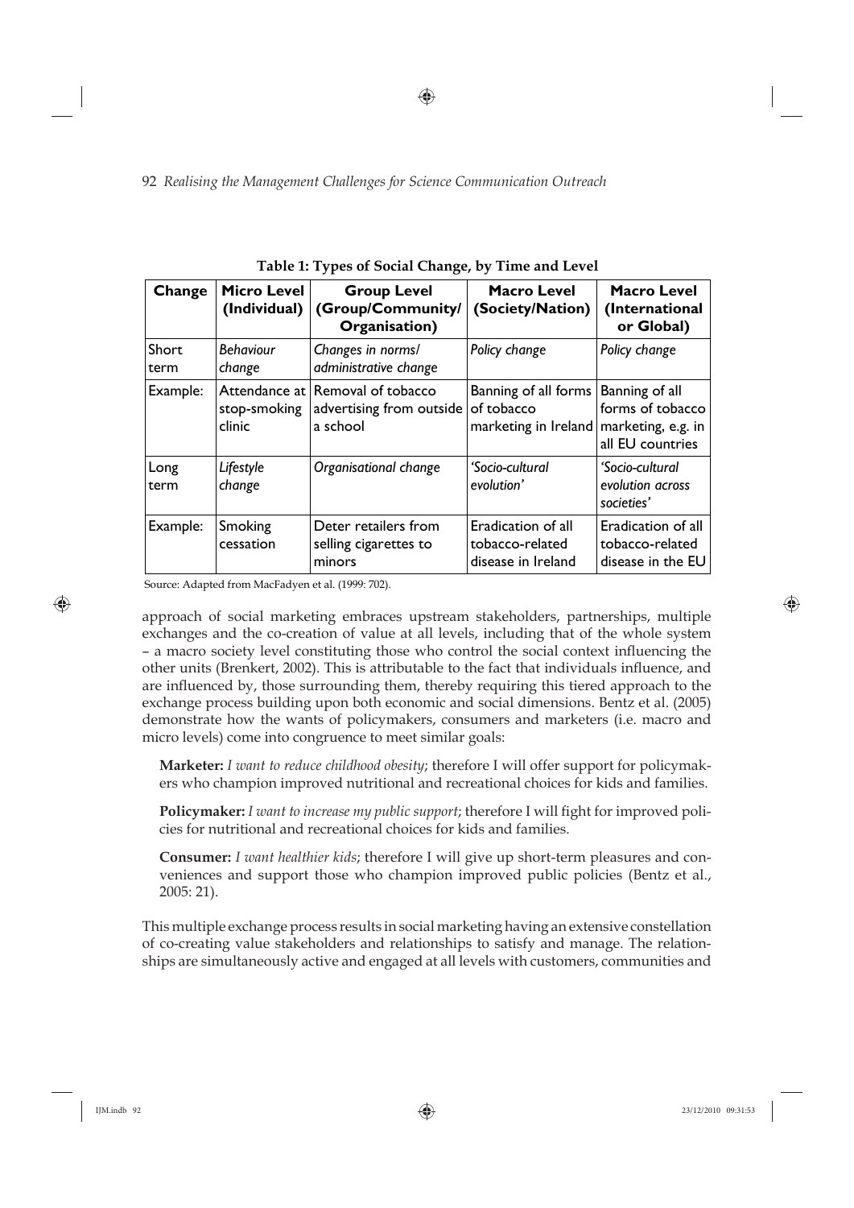**Table 1: Types of Social Change, by Time and Level**

| Change | Micro Level (Individual) | Group Level (Group/Community/ Organisation) | Macro Level (Society/Nation) | Macro Level (International or Global) |
|---|---|---|---|---|
| Short term | *Behaviour change* | *Changes in norms/ administrative change* | *Policy change* | *Policy change* |
| Example: | Attendance at stop-smoking clinic | Removal of tobacco advertising from outside a school | Banning of all forms of tobacco marketing in Ireland | Banning of all forms of tobacco marketing, e.g. in all EU countries |
| Long term | *Lifestyle change* | *Organisational change* | *'Socio-cultural evolution'* | *'Socio-cultural evolution across societies'* |
| Example: | Smoking cessation | Deter retailers from selling cigarettes to minors | Eradication of all tobacco-related disease in Ireland | Eradication of all tobacco-related disease in the EU |

Source: Adapted from MacFadyen et al. (1999: 702).

approach of social marketing embraces upstream stakeholders, partnerships, multiple exchanges and the co-creation of value at all levels, including that of the whole system – a macro society level constituting those who control the social context influencing the other units (Brenkert, 2002). This is attributable to the fact that individuals influence, and are influenced by, those surrounding them, thereby requiring this tiered approach to the exchange process building upon both economic and social dimensions. Bentz et al. (2005) demonstrate how the wants of policymakers, consumers and marketers (i.e. macro and micro levels) come into congruence to meet similar goals:

> **Marketer:** *I want to reduce childhood obesity*; therefore I will offer support for policymakers who champion improved nutritional and recreational choices for kids and families.
>
> **Policymaker:** *I want to increase my public support*; therefore I will fight for improved policies for nutritional and recreational choices for kids and families.
>
> **Consumer:** *I want healthier kids*; therefore I will give up short-term pleasures and conveniences and support those who champion improved public policies (Bentz et al., 2005: 21).

This multiple exchange process results in social marketing having an extensive constellation of co-creating value stakeholders and relationships to satisfy and manage. The relationships are simultaneously active and engaged at all levels with customers, communities and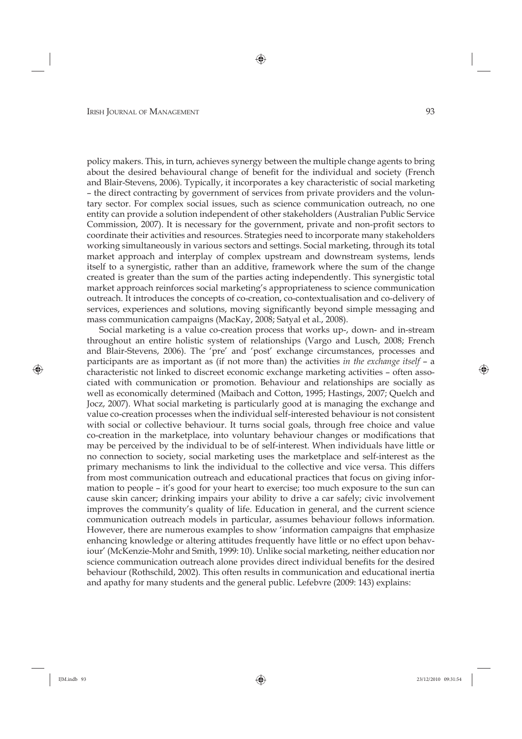policy makers. This, in turn, achieves synergy between the multiple change agents to bring about the desired behavioural change of benefit for the individual and society (French and Blair-Stevens, 2006). Typically, it incorporates a key characteristic of social marketing – the direct contracting by government of services from private providers and the voluntary sector. For complex social issues, such as science communication outreach, no one entity can provide a solution independent of other stakeholders (Australian Public Service Commission, 2007). It is necessary for the government, private and non-profit sectors to coordinate their activities and resources. Strategies need to incorporate many stakeholders working simultaneously in various sectors and settings. Social marketing, through its total market approach and interplay of complex upstream and downstream systems, lends itself to a synergistic, rather than an additive, framework where the sum of the change created is greater than the sum of the parties acting independently. This synergistic total market approach reinforces social marketing's appropriateness to science communication outreach. It introduces the concepts of co-creation, co-contextualisation and co-delivery of services, experiences and solutions, moving significantly beyond simple messaging and mass communication campaigns (MacKay, 2008; Satyal et al., 2008).

Social marketing is a value co-creation process that works up-, down- and in-stream throughout an entire holistic system of relationships (Vargo and Lusch, 2008; French and Blair-Stevens, 2006). The 'pre' and 'post' exchange circumstances, processes and participants are as important as (if not more than) the activities *in the exchange itself* – a characteristic not linked to discreet economic exchange marketing activities – often associated with communication or promotion. Behaviour and relationships are socially as well as economically determined (Maibach and Cotton, 1995; Hastings, 2007; Quelch and Jocz, 2007). What social marketing is particularly good at is managing the exchange and value co-creation processes when the individual self-interested behaviour is not consistent with social or collective behaviour. It turns social goals, through free choice and value co-creation in the marketplace, into voluntary behaviour changes or modifications that may be perceived by the individual to be of self-interest. When individuals have little or no connection to society, social marketing uses the marketplace and self-interest as the primary mechanisms to link the individual to the collective and vice versa. This differs from most communication outreach and educational practices that focus on giving information to people – it's good for your heart to exercise; too much exposure to the sun can cause skin cancer; drinking impairs your ability to drive a car safely; civic involvement improves the community's quality of life. Education in general, and the current science communication outreach models in particular, assumes behaviour follows information. However, there are numerous examples to show 'information campaigns that emphasize enhancing knowledge or altering attitudes frequently have little or no effect upon behaviour' (McKenzie-Mohr and Smith, 1999: 10). Unlike social marketing, neither education nor science communication outreach alone provides direct individual benefits for the desired behaviour (Rothschild, 2002). This often results in communication and educational inertia and apathy for many students and the general public. Lefebvre (2009: 143) explains: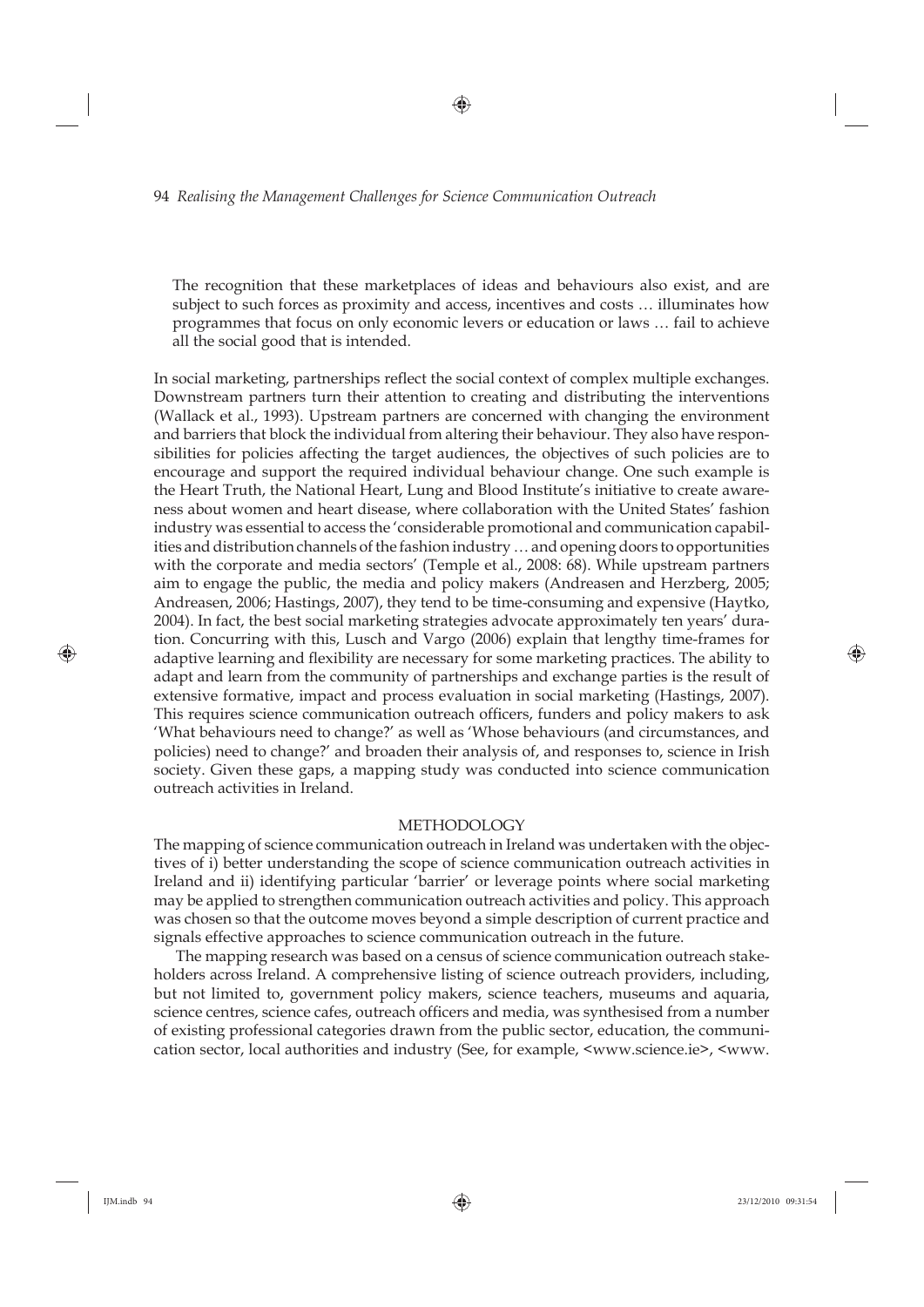> The recognition that these marketplaces of ideas and behaviours also exist, and are subject to such forces as proximity and access, incentives and costs … illuminates how programmes that focus on only economic levers or education or laws … fail to achieve all the social good that is intended.

In social marketing, partnerships reflect the social context of complex multiple exchanges. Downstream partners turn their attention to creating and distributing the interventions (Wallack et al., 1993). Upstream partners are concerned with changing the environment and barriers that block the individual from altering their behaviour. They also have responsibilities for policies affecting the target audiences, the objectives of such policies are to encourage and support the required individual behaviour change. One such example is the Heart Truth, the National Heart, Lung and Blood Institute's initiative to create awareness about women and heart disease, where collaboration with the United States' fashion industry was essential to access the 'considerable promotional and communication capabilities and distribution channels of the fashion industry … and opening doors to opportunities with the corporate and media sectors' (Temple et al., 2008: 68). While upstream partners aim to engage the public, the media and policy makers (Andreasen and Herzberg, 2005; Andreasen, 2006; Hastings, 2007), they tend to be time-consuming and expensive (Haytko, 2004). In fact, the best social marketing strategies advocate approximately ten years' duration. Concurring with this, Lusch and Vargo (2006) explain that lengthy time-frames for adaptive learning and flexibility are necessary for some marketing practices. The ability to adapt and learn from the community of partnerships and exchange parties is the result of extensive formative, impact and process evaluation in social marketing (Hastings, 2007). This requires science communication outreach officers, funders and policy makers to ask 'What behaviours need to change?' as well as 'Whose behaviours (and circumstances, and policies) need to change?' and broaden their analysis of, and responses to, science in Irish society. Given these gaps, a mapping study was conducted into science communication outreach activities in Ireland.

## METHODOLOGY

The mapping of science communication outreach in Ireland was undertaken with the objectives of i) better understanding the scope of science communication outreach activities in Ireland and ii) identifying particular 'barrier' or leverage points where social marketing may be applied to strengthen communication outreach activities and policy. This approach was chosen so that the outcome moves beyond a simple description of current practice and signals effective approaches to science communication outreach in the future.

The mapping research was based on a census of science communication outreach stakeholders across Ireland. A comprehensive listing of science outreach providers, including, but not limited to, government policy makers, science teachers, museums and aquaria, science centres, science cafes, outreach officers and media, was synthesised from a number of existing professional categories drawn from the public sector, education, the communication sector, local authorities and industry (See, for example, <www.science.ie>, <www.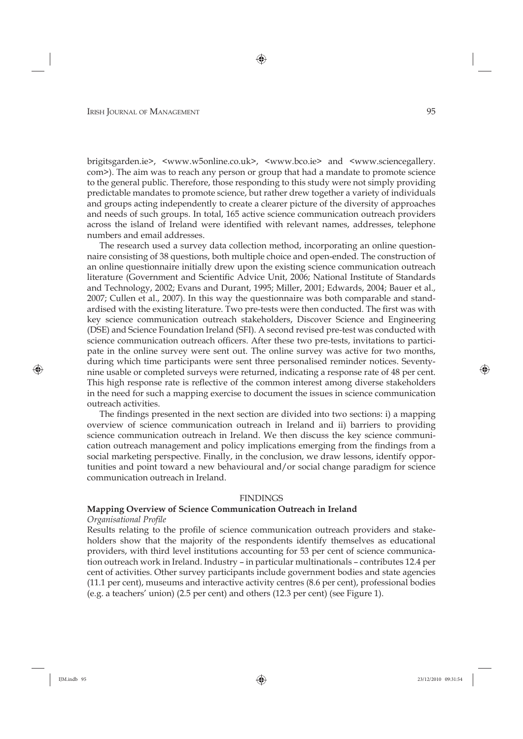brigitsgarden.ie>, <www.w5online.co.uk>, <www.bco.ie> and <www.sciencegallery.com>). The aim was to reach any person or group that had a mandate to promote science to the general public. Therefore, those responding to this study were not simply providing predictable mandates to promote science, but rather drew together a variety of individuals and groups acting independently to create a clearer picture of the diversity of approaches and needs of such groups. In total, 165 active science communication outreach providers across the island of Ireland were identified with relevant names, addresses, telephone numbers and email addresses.

The research used a survey data collection method, incorporating an online questionnaire consisting of 38 questions, both multiple choice and open-ended. The construction of an online questionnaire initially drew upon the existing science communication outreach literature (Government and Scientific Advice Unit, 2006; National Institute of Standards and Technology, 2002; Evans and Durant, 1995; Miller, 2001; Edwards, 2004; Bauer et al., 2007; Cullen et al., 2007). In this way the questionnaire was both comparable and standardised with the existing literature. Two pre-tests were then conducted. The first was with key science communication outreach stakeholders, Discover Science and Engineering (DSE) and Science Foundation Ireland (SFI). A second revised pre-test was conducted with science communication outreach officers. After these two pre-tests, invitations to participate in the online survey were sent out. The online survey was active for two months, during which time participants were sent three personalised reminder notices. Seventy-nine usable or completed surveys were returned, indicating a response rate of 48 per cent. This high response rate is reflective of the common interest among diverse stakeholders in the need for such a mapping exercise to document the issues in science communication outreach activities.

The findings presented in the next section are divided into two sections: i) a mapping overview of science communication outreach in Ireland and ii) barriers to providing science communication outreach in Ireland. We then discuss the key science communication outreach management and policy implications emerging from the findings from a social marketing perspective. Finally, in the conclusion, we draw lessons, identify opportunities and point toward a new behavioural and/or social change paradigm for science communication outreach in Ireland.

## FINDINGS

### Mapping Overview of Science Communication Outreach in Ireland

*Organisational Profile*

Results relating to the profile of science communication outreach providers and stakeholders show that the majority of the respondents identify themselves as educational providers, with third level institutions accounting for 53 per cent of science communication outreach work in Ireland. Industry – in particular multinationals – contributes 12.4 per cent of activities. Other survey participants include government bodies and state agencies (11.1 per cent), museums and interactive activity centres (8.6 per cent), professional bodies (e.g. a teachers' union) (2.5 per cent) and others (12.3 per cent) (see Figure 1).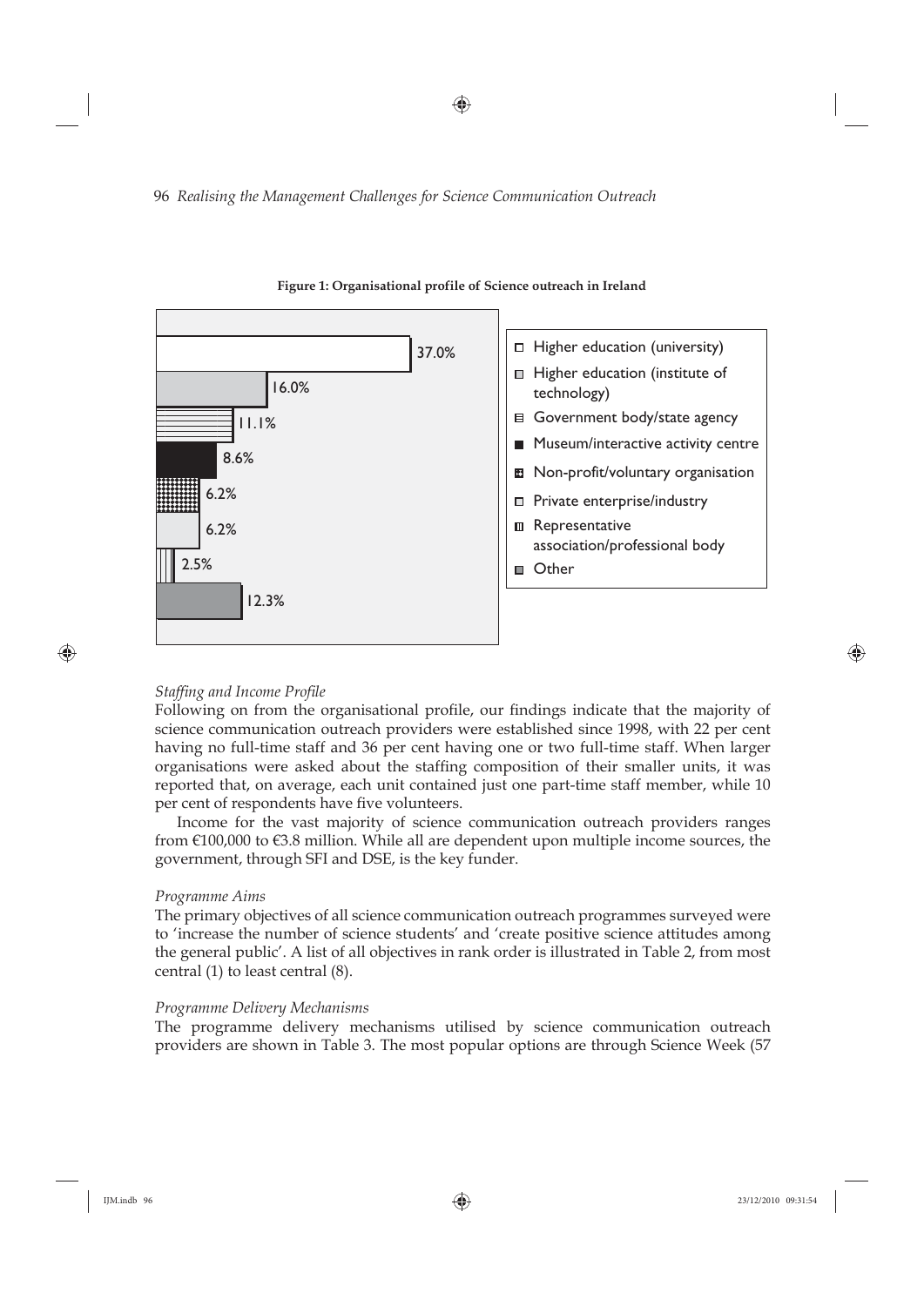**Figure 1: Organisational profile of Science outreach in Ireland**

| Organisation type | Percentage |
|---|---|
| Higher education (university) | 37.0% |
| Higher education (institute of technology) | 16.0% |
| Government body/state agency | 11.1% |
| Museum/interactive activity centre | 8.6% |
| Non-profit/voluntary organisation | 6.2% |
| Private enterprise/industry | 6.2% |
| Representative association/professional body | 2.5% |
| Other | 12.3% |

*Staffing and Income Profile*

Following on from the organisational profile, our findings indicate that the majority of science communication outreach providers were established since 1998, with 22 per cent having no full-time staff and 36 per cent having one or two full-time staff. When larger organisations were asked about the staffing composition of their smaller units, it was reported that, on average, each unit contained just one part-time staff member, while 10 per cent of respondents have five volunteers.

Income for the vast majority of science communication outreach providers ranges from €100,000 to €3.8 million. While all are dependent upon multiple income sources, the government, through SFI and DSE, is the key funder.

*Programme Aims*

The primary objectives of all science communication outreach programmes surveyed were to 'increase the number of science students' and 'create positive science attitudes among the general public'. A list of all objectives in rank order is illustrated in Table 2, from most central (1) to least central (8).

*Programme Delivery Mechanisms*

The programme delivery mechanisms utilised by science communication outreach providers are shown in Table 3. The most popular options are through Science Week (57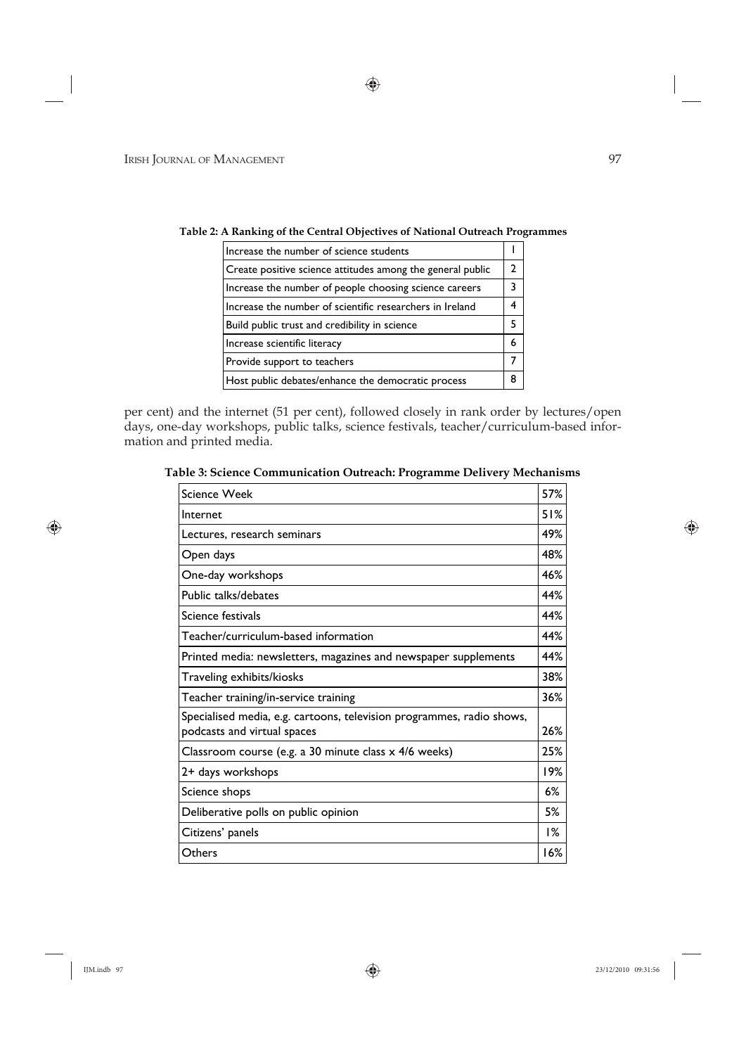**Table 2: A Ranking of the Central Objectives of National Outreach Programmes**

| Objective | Rank |
|---|---|
| Increase the number of science students | 1 |
| Create positive science attitudes among the general public | 2 |
| Increase the number of people choosing science careers | 3 |
| Increase the number of scientific researchers in Ireland | 4 |
| Build public trust and credibility in science | 5 |
| Increase scientific literacy | 6 |
| Provide support to teachers | 7 |
| Host public debates/enhance the democratic process | 8 |

per cent) and the internet (51 per cent), followed closely in rank order by lectures/open days, one-day workshops, public talks, science festivals, teacher/curriculum-based information and printed media.

**Table 3: Science Communication Outreach: Programme Delivery Mechanisms**

| Mechanism | % |
|---|---|
| Science Week | 57% |
| Internet | 51% |
| Lectures, research seminars | 49% |
| Open days | 48% |
| One-day workshops | 46% |
| Public talks/debates | 44% |
| Science festivals | 44% |
| Teacher/curriculum-based information | 44% |
| Printed media: newsletters, magazines and newspaper supplements | 44% |
| Traveling exhibits/kiosks | 38% |
| Teacher training/in-service training | 36% |
| Specialised media, e.g. cartoons, television programmes, radio shows, podcasts and virtual spaces | 26% |
| Classroom course (e.g. a 30 minute class x 4/6 weeks) | 25% |
| 2+ days workshops | 19% |
| Science shops | 6% |
| Deliberative polls on public opinion | 5% |
| Citizens' panels | 1% |
| Others | 16% |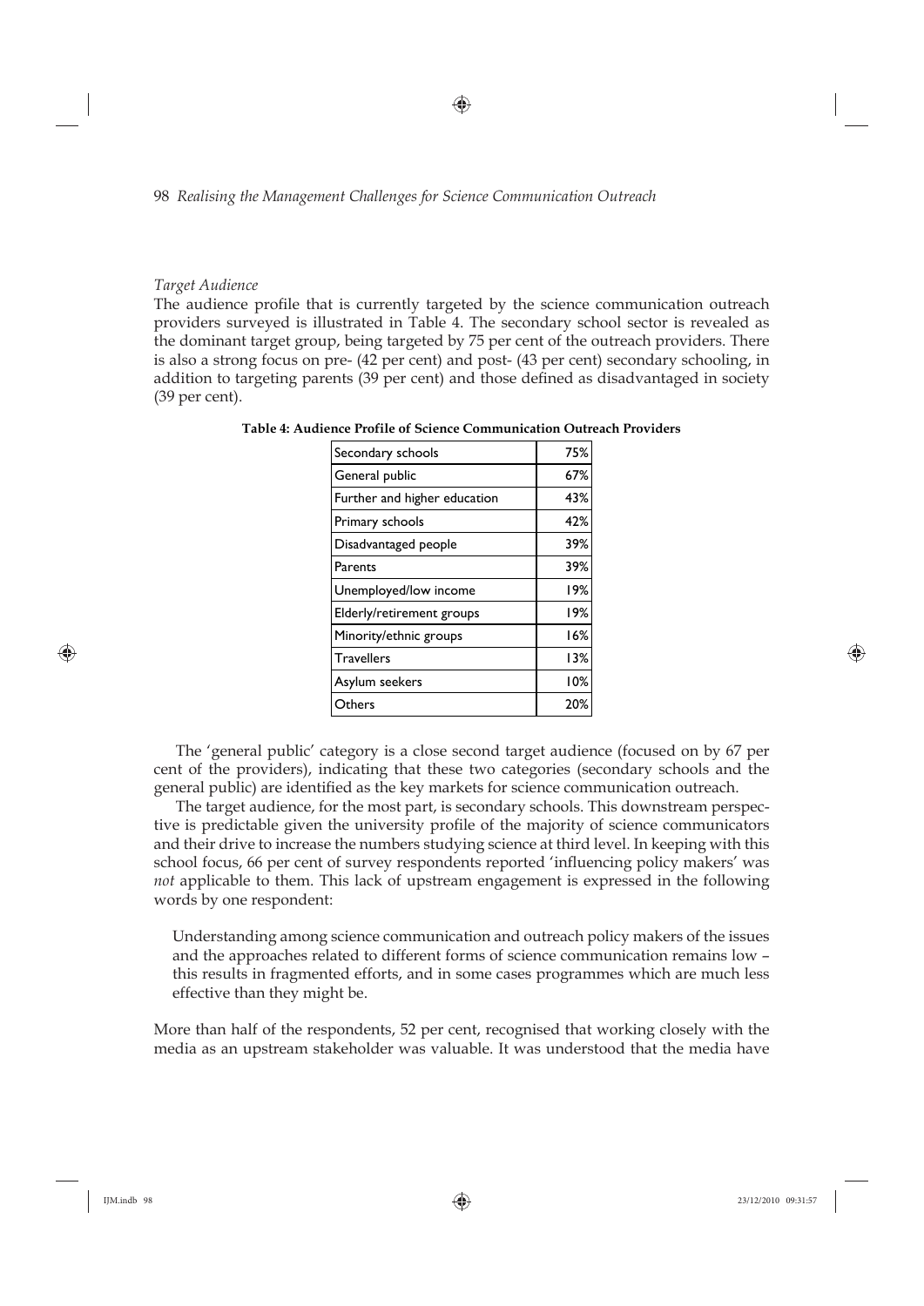*Target Audience*

The audience profile that is currently targeted by the science communication outreach providers surveyed is illustrated in Table 4. The secondary school sector is revealed as the dominant target group, being targeted by 75 per cent of the outreach providers. There is also a strong focus on pre- (42 per cent) and post- (43 per cent) secondary schooling, in addition to targeting parents (39 per cent) and those defined as disadvantaged in society (39 per cent).

**Table 4: Audience Profile of Science Communication Outreach Providers**

| Audience | % |
|---|---|
| Secondary schools | 75% |
| General public | 67% |
| Further and higher education | 43% |
| Primary schools | 42% |
| Disadvantaged people | 39% |
| Parents | 39% |
| Unemployed/low income | 19% |
| Elderly/retirement groups | 19% |
| Minority/ethnic groups | 16% |
| Travellers | 13% |
| Asylum seekers | 10% |
| Others | 20% |

The 'general public' category is a close second target audience (focused on by 67 per cent of the providers), indicating that these two categories (secondary schools and the general public) are identified as the key markets for science communication outreach.

The target audience, for the most part, is secondary schools. This downstream perspective is predictable given the university profile of the majority of science communicators and their drive to increase the numbers studying science at third level. In keeping with this school focus, 66 per cent of survey respondents reported 'influencing policy makers' was *not* applicable to them. This lack of upstream engagement is expressed in the following words by one respondent:

> Understanding among science communication and outreach policy makers of the issues and the approaches related to different forms of science communication remains low – this results in fragmented efforts, and in some cases programmes which are much less effective than they might be.

More than half of the respondents, 52 per cent, recognised that working closely with the media as an upstream stakeholder was valuable. It was understood that the media have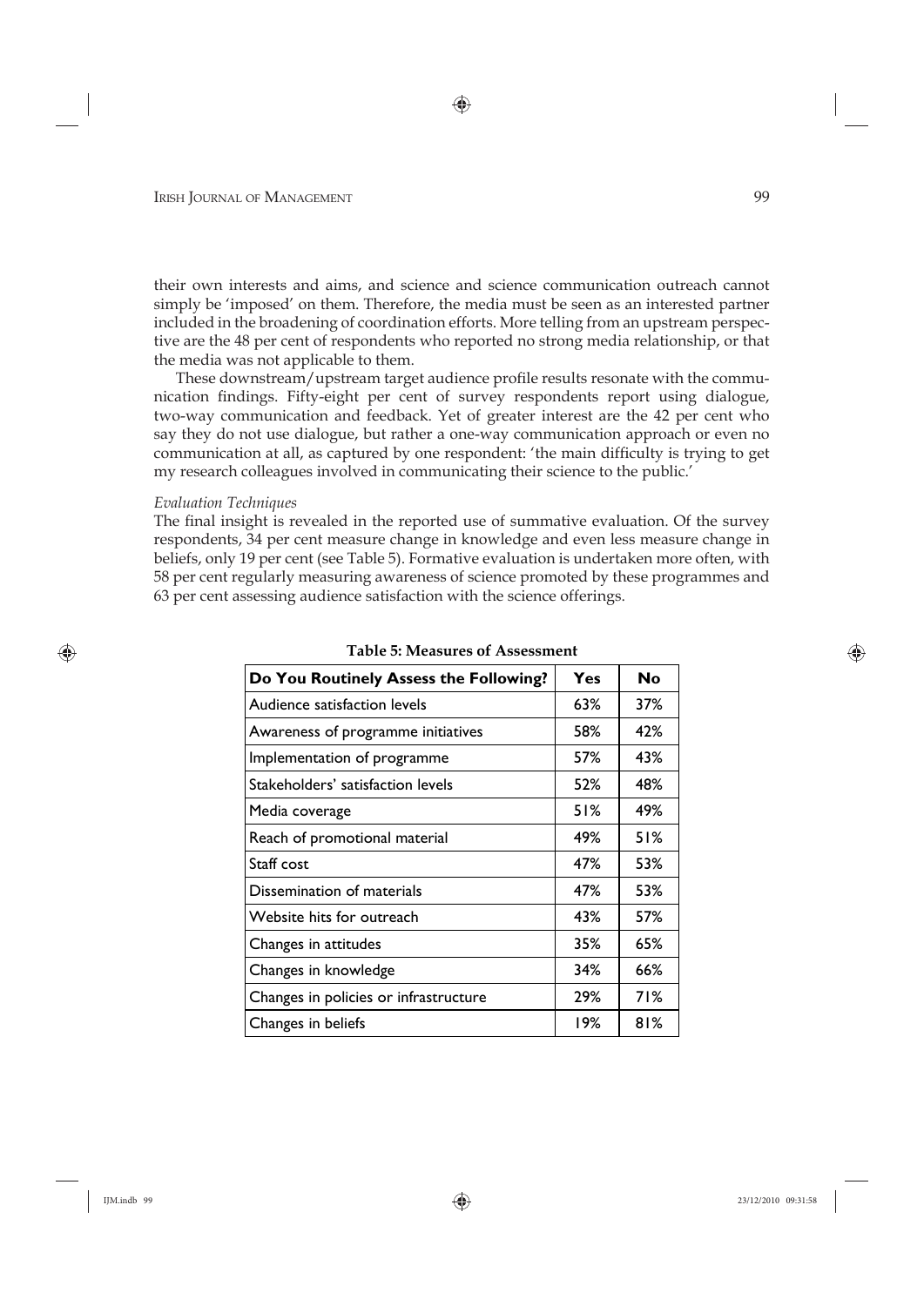their own interests and aims, and science and science communication outreach cannot simply be 'imposed' on them. Therefore, the media must be seen as an interested partner included in the broadening of coordination efforts. More telling from an upstream perspective are the 48 per cent of respondents who reported no strong media relationship, or that the media was not applicable to them.

These downstream/upstream target audience profile results resonate with the communication findings. Fifty-eight per cent of survey respondents report using dialogue, two-way communication and feedback. Yet of greater interest are the 42 per cent who say they do not use dialogue, but rather a one-way communication approach or even no communication at all, as captured by one respondent: 'the main difficulty is trying to get my research colleagues involved in communicating their science to the public.'

*Evaluation Techniques*

The final insight is revealed in the reported use of summative evaluation. Of the survey respondents, 34 per cent measure change in knowledge and even less measure change in beliefs, only 19 per cent (see Table 5). Formative evaluation is undertaken more often, with 58 per cent regularly measuring awareness of science promoted by these programmes and 63 per cent assessing audience satisfaction with the science offerings.

**Table 5: Measures of Assessment**

| Do You Routinely Assess the Following? | Yes | No |
|---|---|---|
| Audience satisfaction levels | 63% | 37% |
| Awareness of programme initiatives | 58% | 42% |
| Implementation of programme | 57% | 43% |
| Stakeholders' satisfaction levels | 52% | 48% |
| Media coverage | 51% | 49% |
| Reach of promotional material | 49% | 51% |
| Staff cost | 47% | 53% |
| Dissemination of materials | 47% | 53% |
| Website hits for outreach | 43% | 57% |
| Changes in attitudes | 35% | 65% |
| Changes in knowledge | 34% | 66% |
| Changes in policies or infrastructure | 29% | 71% |
| Changes in beliefs | 19% | 81% |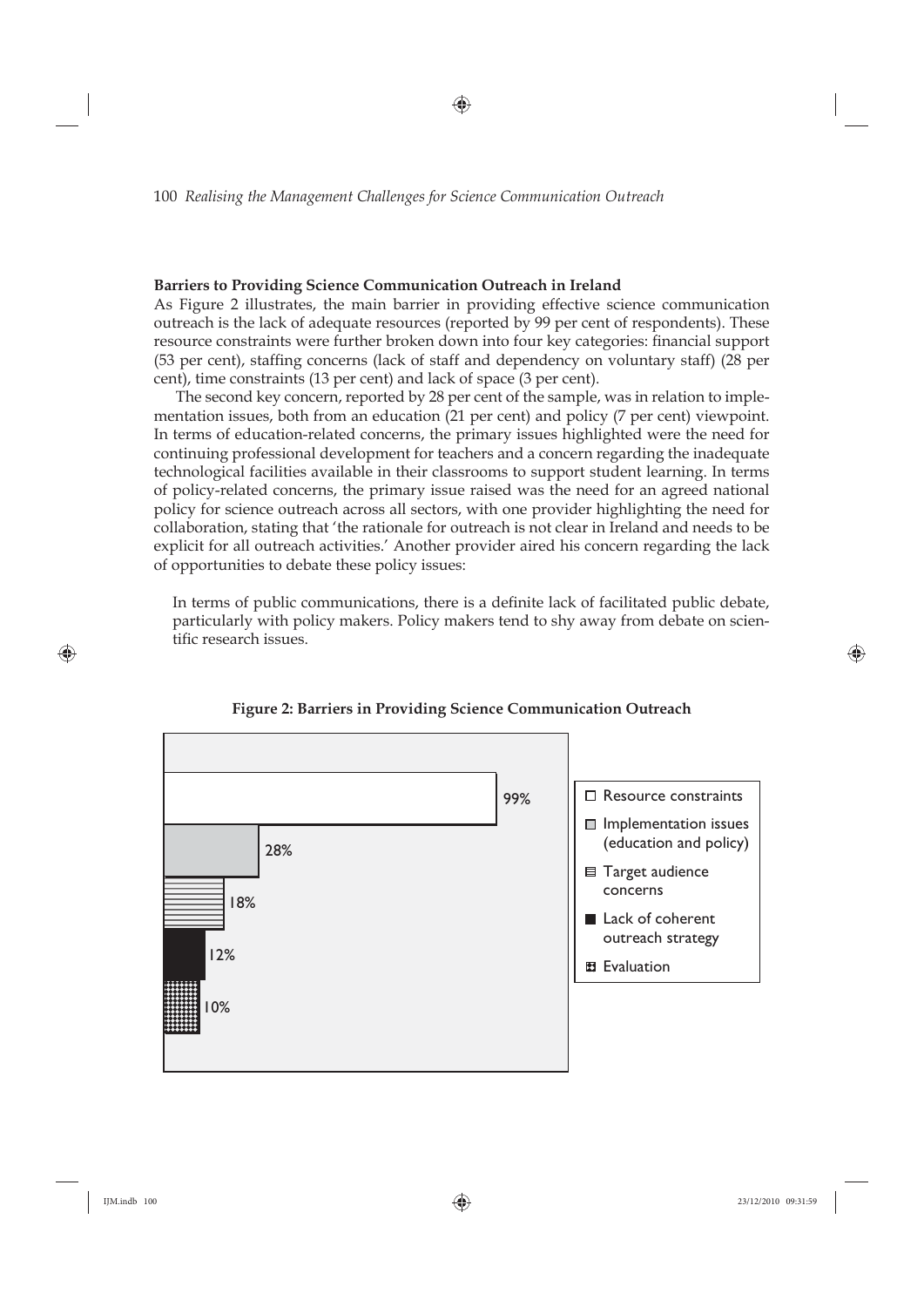### Barriers to Providing Science Communication Outreach in Ireland

As Figure 2 illustrates, the main barrier in providing effective science communication outreach is the lack of adequate resources (reported by 99 per cent of respondents). These resource constraints were further broken down into four key categories: financial support (53 per cent), staffing concerns (lack of staff and dependency on voluntary staff) (28 per cent), time constraints (13 per cent) and lack of space (3 per cent).

The second key concern, reported by 28 per cent of the sample, was in relation to implementation issues, both from an education (21 per cent) and policy (7 per cent) viewpoint. In terms of education-related concerns, the primary issues highlighted were the need for continuing professional development for teachers and a concern regarding the inadequate technological facilities available in their classrooms to support student learning. In terms of policy-related concerns, the primary issue raised was the need for an agreed national policy for science outreach across all sectors, with one provider highlighting the need for collaboration, stating that 'the rationale for outreach is not clear in Ireland and needs to be explicit for all outreach activities.' Another provider aired his concern regarding the lack of opportunities to debate these policy issues:

> In terms of public communications, there is a definite lack of facilitated public debate, particularly with policy makers. Policy makers tend to shy away from debate on scientific research issues.

**Figure 2: Barriers in Providing Science Communication Outreach**

| Barrier | Per cent |
|---|---|
| Resource constraints | 99% |
| Implementation issues (education and policy) | 28% |
| Target audience concerns | 18% |
| Lack of coherent outreach strategy | 12% |
| Evaluation | 10% |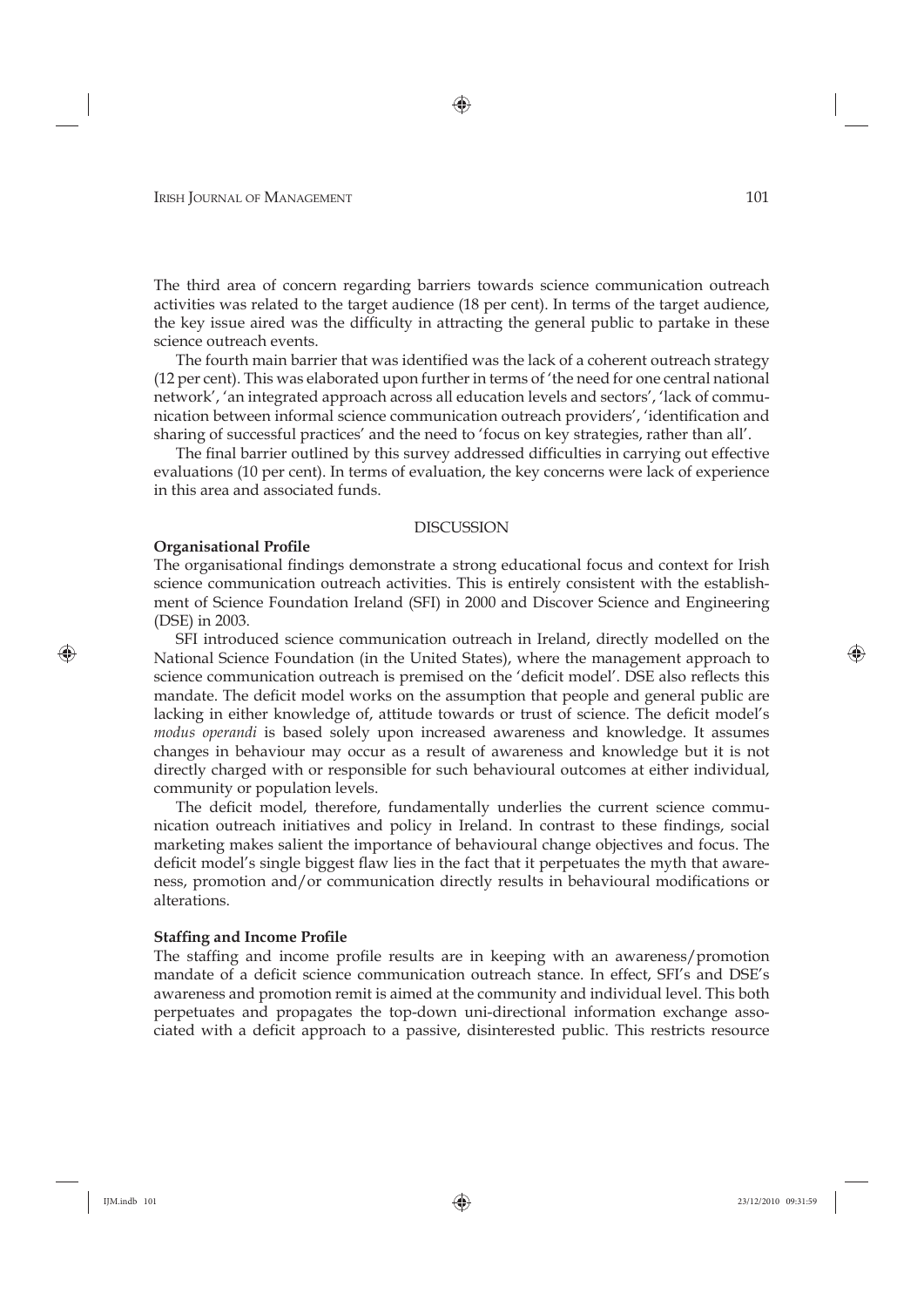The third area of concern regarding barriers towards science communication outreach activities was related to the target audience (18 per cent). In terms of the target audience, the key issue aired was the difficulty in attracting the general public to partake in these science outreach events.

The fourth main barrier that was identified was the lack of a coherent outreach strategy (12 per cent). This was elaborated upon further in terms of 'the need for one central national network', 'an integrated approach across all education levels and sectors', 'lack of communication between informal science communication outreach providers', 'identification and sharing of successful practices' and the need to 'focus on key strategies, rather than all'.

The final barrier outlined by this survey addressed difficulties in carrying out effective evaluations (10 per cent). In terms of evaluation, the key concerns were lack of experience in this area and associated funds.

## DISCUSSION

### Organisational Profile

The organisational findings demonstrate a strong educational focus and context for Irish science communication outreach activities. This is entirely consistent with the establishment of Science Foundation Ireland (SFI) in 2000 and Discover Science and Engineering (DSE) in 2003.

SFI introduced science communication outreach in Ireland, directly modelled on the National Science Foundation (in the United States), where the management approach to science communication outreach is premised on the 'deficit model'. DSE also reflects this mandate. The deficit model works on the assumption that people and general public are lacking in either knowledge of, attitude towards or trust of science. The deficit model's *modus operandi* is based solely upon increased awareness and knowledge. It assumes changes in behaviour may occur as a result of awareness and knowledge but it is not directly charged with or responsible for such behavioural outcomes at either individual, community or population levels.

The deficit model, therefore, fundamentally underlies the current science communication outreach initiatives and policy in Ireland. In contrast to these findings, social marketing makes salient the importance of behavioural change objectives and focus. The deficit model's single biggest flaw lies in the fact that it perpetuates the myth that awareness, promotion and/or communication directly results in behavioural modifications or alterations.

### Staffing and Income Profile

The staffing and income profile results are in keeping with an awareness/promotion mandate of a deficit science communication outreach stance. In effect, SFI's and DSE's awareness and promotion remit is aimed at the community and individual level. This both perpetuates and propagates the top-down uni-directional information exchange associated with a deficit approach to a passive, disinterested public. This restricts resource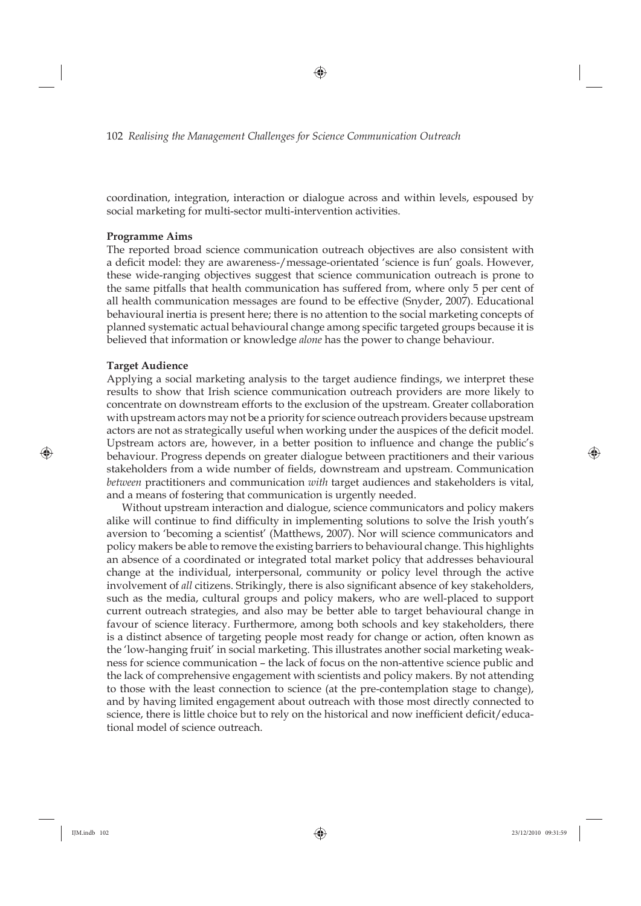coordination, integration, interaction or dialogue across and within levels, espoused by social marketing for multi-sector multi-intervention activities.

**Programme Aims**

The reported broad science communication outreach objectives are also consistent with a deficit model: they are awareness-/message-orientated 'science is fun' goals. However, these wide-ranging objectives suggest that science communication outreach is prone to the same pitfalls that health communication has suffered from, where only 5 per cent of all health communication messages are found to be effective (Snyder, 2007). Educational behavioural inertia is present here; there is no attention to the social marketing concepts of planned systematic actual behavioural change among specific targeted groups because it is believed that information or knowledge *alone* has the power to change behaviour.

**Target Audience**

Applying a social marketing analysis to the target audience findings, we interpret these results to show that Irish science communication outreach providers are more likely to concentrate on downstream efforts to the exclusion of the upstream. Greater collaboration with upstream actors may not be a priority for science outreach providers because upstream actors are not as strategically useful when working under the auspices of the deficit model. Upstream actors are, however, in a better position to influence and change the public's behaviour. Progress depends on greater dialogue between practitioners and their various stakeholders from a wide number of fields, downstream and upstream. Communication *between* practitioners and communication *with* target audiences and stakeholders is vital, and a means of fostering that communication is urgently needed.

Without upstream interaction and dialogue, science communicators and policy makers alike will continue to find difficulty in implementing solutions to solve the Irish youth's aversion to 'becoming a scientist' (Matthews, 2007). Nor will science communicators and policy makers be able to remove the existing barriers to behavioural change. This highlights an absence of a coordinated or integrated total market policy that addresses behavioural change at the individual, interpersonal, community or policy level through the active involvement of *all* citizens. Strikingly, there is also significant absence of key stakeholders, such as the media, cultural groups and policy makers, who are well-placed to support current outreach strategies, and also may be better able to target behavioural change in favour of science literacy. Furthermore, among both schools and key stakeholders, there is a distinct absence of targeting people most ready for change or action, often known as the 'low-hanging fruit' in social marketing. This illustrates another social marketing weakness for science communication – the lack of focus on the non-attentive science public and the lack of comprehensive engagement with scientists and policy makers. By not attending to those with the least connection to science (at the pre-contemplation stage to change), and by having limited engagement about outreach with those most directly connected to science, there is little choice but to rely on the historical and now inefficient deficit/educational model of science outreach.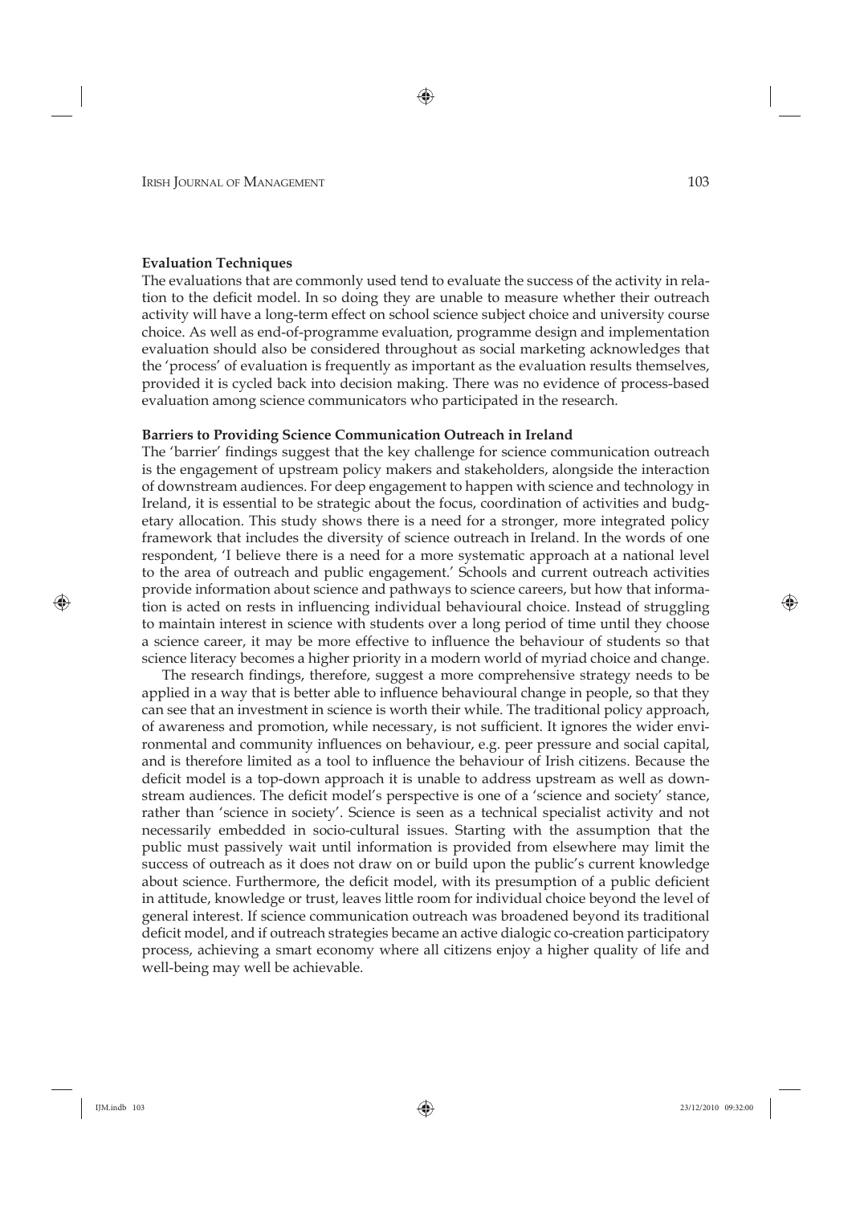**Evaluation Techniques**

The evaluations that are commonly used tend to evaluate the success of the activity in relation to the deficit model. In so doing they are unable to measure whether their outreach activity will have a long-term effect on school science subject choice and university course choice. As well as end-of-programme evaluation, programme design and implementation evaluation should also be considered throughout as social marketing acknowledges that the 'process' of evaluation is frequently as important as the evaluation results themselves, provided it is cycled back into decision making. There was no evidence of process-based evaluation among science communicators who participated in the research.

**Barriers to Providing Science Communication Outreach in Ireland**

The 'barrier' findings suggest that the key challenge for science communication outreach is the engagement of upstream policy makers and stakeholders, alongside the interaction of downstream audiences. For deep engagement to happen with science and technology in Ireland, it is essential to be strategic about the focus, coordination of activities and budgetary allocation. This study shows there is a need for a stronger, more integrated policy framework that includes the diversity of science outreach in Ireland. In the words of one respondent, 'I believe there is a need for a more systematic approach at a national level to the area of outreach and public engagement.' Schools and current outreach activities provide information about science and pathways to science careers, but how that information is acted on rests in influencing individual behavioural choice. Instead of struggling to maintain interest in science with students over a long period of time until they choose a science career, it may be more effective to influence the behaviour of students so that science literacy becomes a higher priority in a modern world of myriad choice and change.

The research findings, therefore, suggest a more comprehensive strategy needs to be applied in a way that is better able to influence behavioural change in people, so that they can see that an investment in science is worth their while. The traditional policy approach, of awareness and promotion, while necessary, is not sufficient. It ignores the wider environmental and community influences on behaviour, e.g. peer pressure and social capital, and is therefore limited as a tool to influence the behaviour of Irish citizens. Because the deficit model is a top-down approach it is unable to address upstream as well as downstream audiences. The deficit model's perspective is one of a 'science and society' stance, rather than 'science in society'. Science is seen as a technical specialist activity and not necessarily embedded in socio-cultural issues. Starting with the assumption that the public must passively wait until information is provided from elsewhere may limit the success of outreach as it does not draw on or build upon the public's current knowledge about science. Furthermore, the deficit model, with its presumption of a public deficient in attitude, knowledge or trust, leaves little room for individual choice beyond the level of general interest. If science communication outreach was broadened beyond its traditional deficit model, and if outreach strategies became an active dialogic co-creation participatory process, achieving a smart economy where all citizens enjoy a higher quality of life and well-being may well be achievable.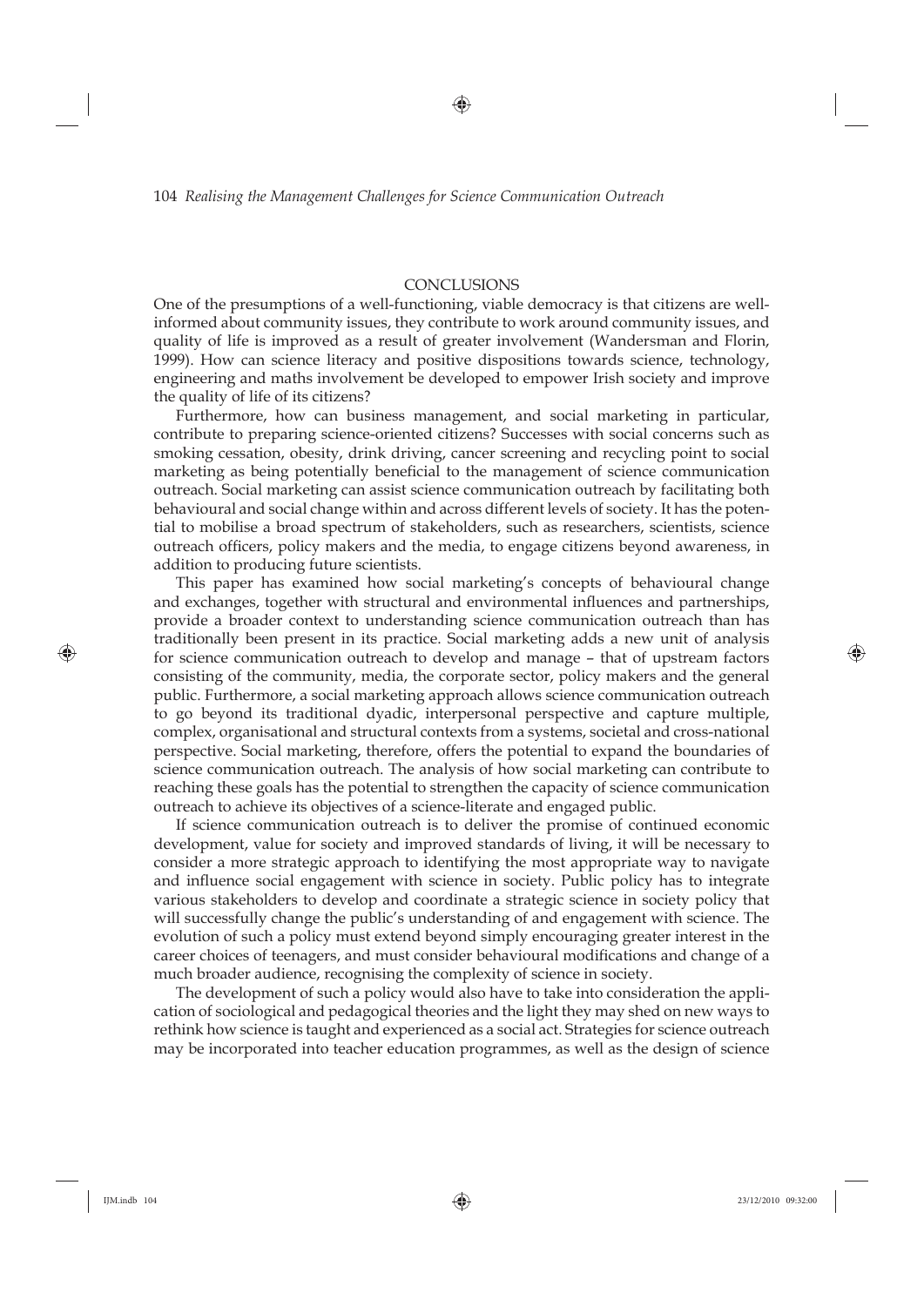## CONCLUSIONS

One of the presumptions of a well-functioning, viable democracy is that citizens are well-informed about community issues, they contribute to work around community issues, and quality of life is improved as a result of greater involvement (Wandersman and Florin, 1999). How can science literacy and positive dispositions towards science, technology, engineering and maths involvement be developed to empower Irish society and improve the quality of life of its citizens?

Furthermore, how can business management, and social marketing in particular, contribute to preparing science-oriented citizens? Successes with social concerns such as smoking cessation, obesity, drink driving, cancer screening and recycling point to social marketing as being potentially beneficial to the management of science communication outreach. Social marketing can assist science communication outreach by facilitating both behavioural and social change within and across different levels of society. It has the potential to mobilise a broad spectrum of stakeholders, such as researchers, scientists, science outreach officers, policy makers and the media, to engage citizens beyond awareness, in addition to producing future scientists.

This paper has examined how social marketing's concepts of behavioural change and exchanges, together with structural and environmental influences and partnerships, provide a broader context to understanding science communication outreach than has traditionally been present in its practice. Social marketing adds a new unit of analysis for science communication outreach to develop and manage – that of upstream factors consisting of the community, media, the corporate sector, policy makers and the general public. Furthermore, a social marketing approach allows science communication outreach to go beyond its traditional dyadic, interpersonal perspective and capture multiple, complex, organisational and structural contexts from a systems, societal and cross-national perspective. Social marketing, therefore, offers the potential to expand the boundaries of science communication outreach. The analysis of how social marketing can contribute to reaching these goals has the potential to strengthen the capacity of science communication outreach to achieve its objectives of a science-literate and engaged public.

If science communication outreach is to deliver the promise of continued economic development, value for society and improved standards of living, it will be necessary to consider a more strategic approach to identifying the most appropriate way to navigate and influence social engagement with science in society. Public policy has to integrate various stakeholders to develop and coordinate a strategic science in society policy that will successfully change the public's understanding of and engagement with science. The evolution of such a policy must extend beyond simply encouraging greater interest in the career choices of teenagers, and must consider behavioural modifications and change of a much broader audience, recognising the complexity of science in society.

The development of such a policy would also have to take into consideration the application of sociological and pedagogical theories and the light they may shed on new ways to rethink how science is taught and experienced as a social act. Strategies for science outreach may be incorporated into teacher education programmes, as well as the design of science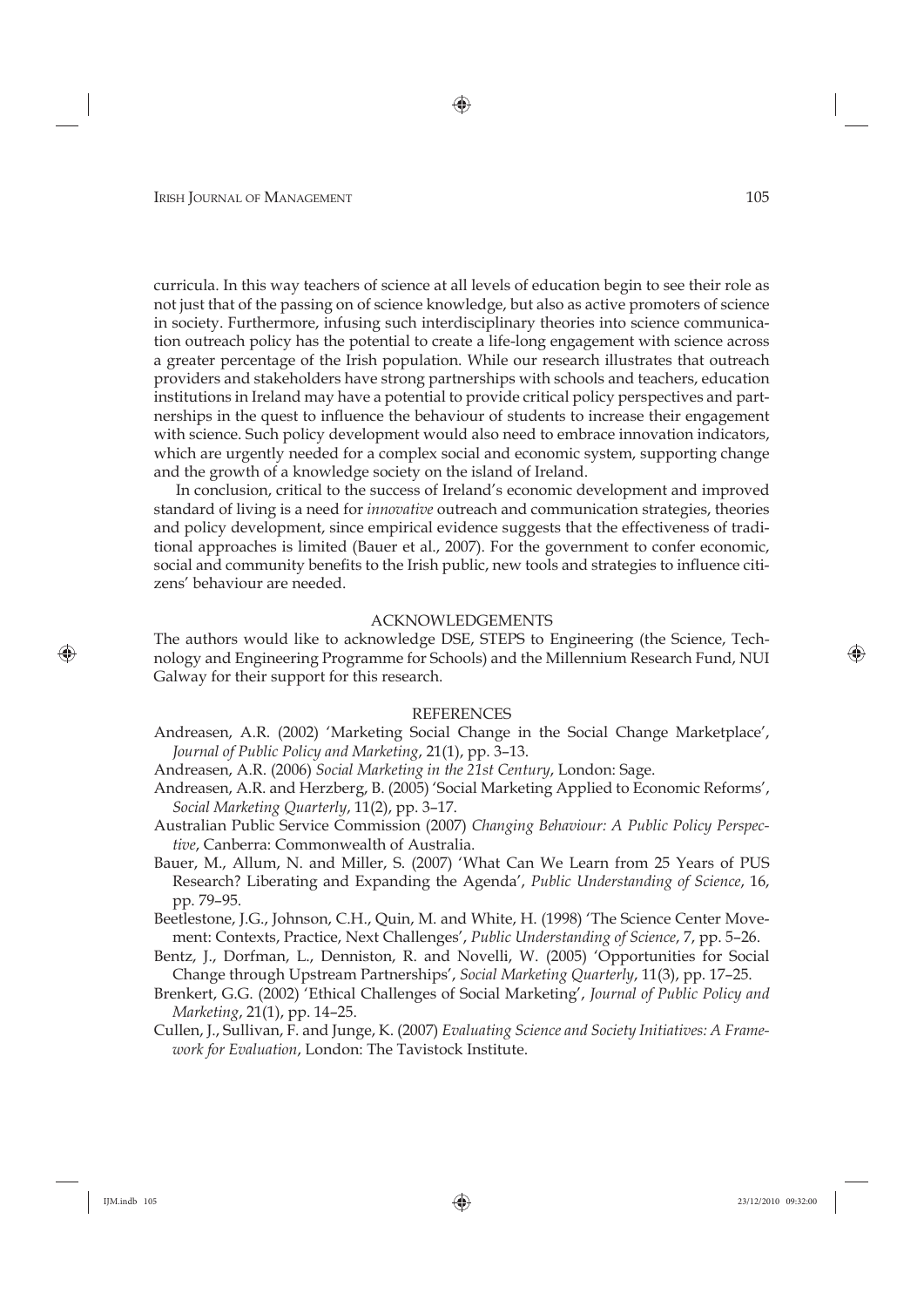curricula. In this way teachers of science at all levels of education begin to see their role as not just that of the passing on of science knowledge, but also as active promoters of science in society. Furthermore, infusing such interdisciplinary theories into science communication outreach policy has the potential to create a life-long engagement with science across a greater percentage of the Irish population. While our research illustrates that outreach providers and stakeholders have strong partnerships with schools and teachers, education institutions in Ireland may have a potential to provide critical policy perspectives and partnerships in the quest to influence the behaviour of students to increase their engagement with science. Such policy development would also need to embrace innovation indicators, which are urgently needed for a complex social and economic system, supporting change and the growth of a knowledge society on the island of Ireland.

In conclusion, critical to the success of Ireland's economic development and improved standard of living is a need for *innovative* outreach and communication strategies, theories and policy development, since empirical evidence suggests that the effectiveness of traditional approaches is limited (Bauer et al., 2007). For the government to confer economic, social and community benefits to the Irish public, new tools and strategies to influence citizens' behaviour are needed.

## ACKNOWLEDGEMENTS

The authors would like to acknowledge DSE, STEPS to Engineering (the Science, Technology and Engineering Programme for Schools) and the Millennium Research Fund, NUI Galway for their support for this research.

## REFERENCES

Andreasen, A.R. (2002) 'Marketing Social Change in the Social Change Marketplace', *Journal of Public Policy and Marketing*, 21(1), pp. 3–13.

Andreasen, A.R. (2006) *Social Marketing in the 21st Century*, London: Sage.

Andreasen, A.R. and Herzberg, B. (2005) 'Social Marketing Applied to Economic Reforms', *Social Marketing Quarterly*, 11(2), pp. 3–17.

Australian Public Service Commission (2007) *Changing Behaviour: A Public Policy Perspective*, Canberra: Commonwealth of Australia.

Bauer, M., Allum, N. and Miller, S. (2007) 'What Can We Learn from 25 Years of PUS Research? Liberating and Expanding the Agenda', *Public Understanding of Science*, 16, pp. 79–95.

Beetlestone, J.G., Johnson, C.H., Quin, M. and White, H. (1998) 'The Science Center Movement: Contexts, Practice, Next Challenges', *Public Understanding of Science*, 7, pp. 5–26.

Bentz, J., Dorfman, L., Denniston, R. and Novelli, W. (2005) 'Opportunities for Social Change through Upstream Partnerships', *Social Marketing Quarterly*, 11(3), pp. 17–25.

Brenkert, G.G. (2002) 'Ethical Challenges of Social Marketing', *Journal of Public Policy and Marketing*, 21(1), pp. 14–25.

Cullen, J., Sullivan, F. and Junge, K. (2007) *Evaluating Science and Society Initiatives: A Framework for Evaluation*, London: The Tavistock Institute.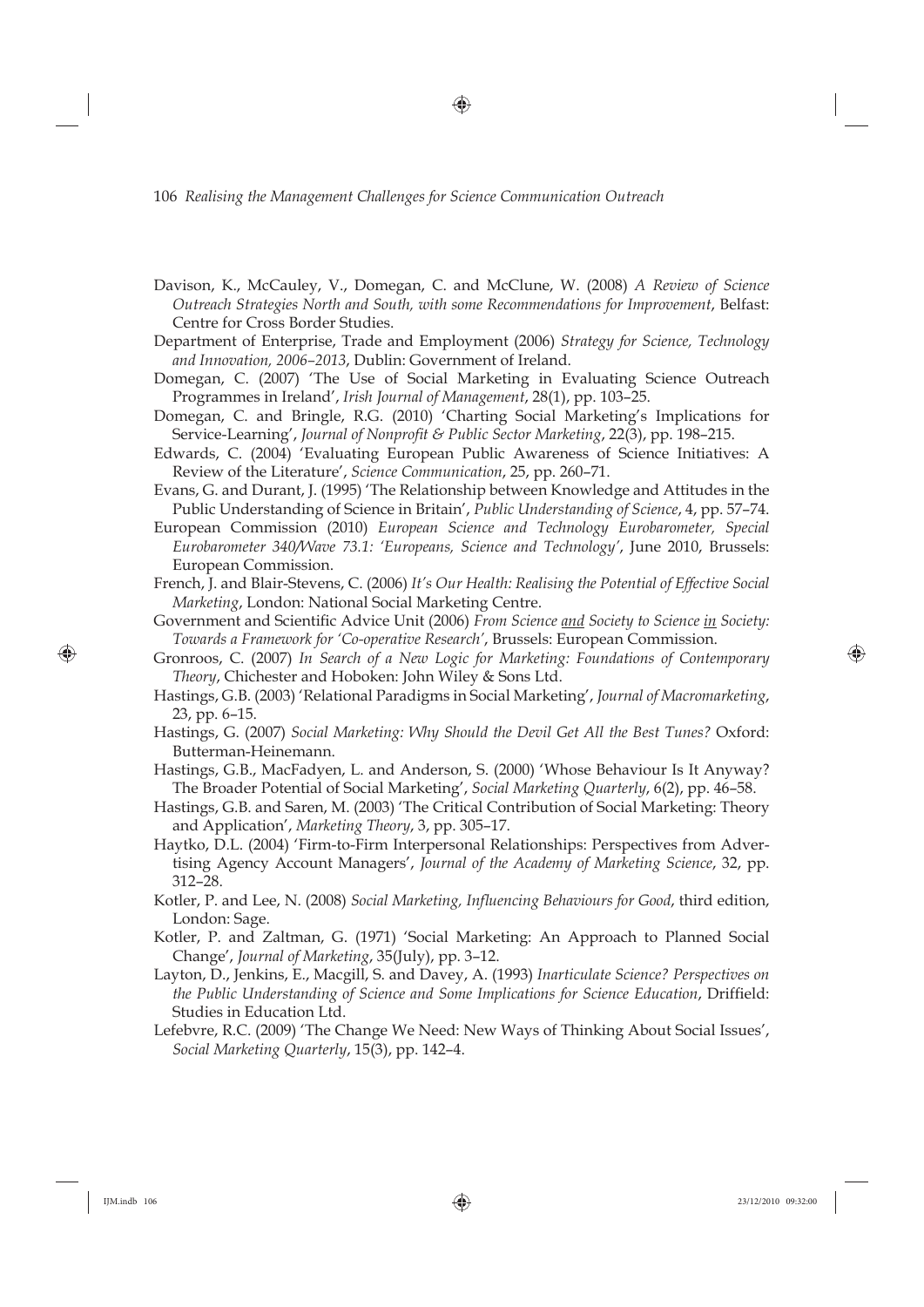Davison, K., McCauley, V., Domegan, C. and McClune, W. (2008) *A Review of Science Outreach Strategies North and South, with some Recommendations for Improvement*, Belfast: Centre for Cross Border Studies.

Department of Enterprise, Trade and Employment (2006) *Strategy for Science, Technology and Innovation, 2006–2013*, Dublin: Government of Ireland.

Domegan, C. (2007) 'The Use of Social Marketing in Evaluating Science Outreach Programmes in Ireland', *Irish Journal of Management*, 28(1), pp. 103–25.

Domegan, C. and Bringle, R.G. (2010) 'Charting Social Marketing's Implications for Service-Learning', *Journal of Nonprofit & Public Sector Marketing*, 22(3), pp. 198–215.

Edwards, C. (2004) 'Evaluating European Public Awareness of Science Initiatives: A Review of the Literature', *Science Communication*, 25, pp. 260–71.

Evans, G. and Durant, J. (1995) 'The Relationship between Knowledge and Attitudes in the Public Understanding of Science in Britain', *Public Understanding of Science*, 4, pp. 57–74.

European Commission (2010) *European Science and Technology Eurobarometer, Special Eurobarometer 340/Wave 73.1: 'Europeans, Science and Technology'*, June 2010, Brussels: European Commission.

French, J. and Blair-Stevens, C. (2006) *It's Our Health: Realising the Potential of Effective Social Marketing*, London: National Social Marketing Centre.

Government and Scientific Advice Unit (2006) *From Science <u>and</u> Society to Science <u>in</u> Society: Towards a Framework for 'Co-operative Research'*, Brussels: European Commission.

Gronroos, C. (2007) *In Search of a New Logic for Marketing: Foundations of Contemporary Theory*, Chichester and Hoboken: John Wiley & Sons Ltd.

Hastings, G.B. (2003) 'Relational Paradigms in Social Marketing', *Journal of Macromarketing*, 23, pp. 6–15.

Hastings, G. (2007) *Social Marketing: Why Should the Devil Get All the Best Tunes?* Oxford: Butterman-Heinemann.

Hastings, G.B., MacFadyen, L. and Anderson, S. (2000) 'Whose Behaviour Is It Anyway? The Broader Potential of Social Marketing', *Social Marketing Quarterly*, 6(2), pp. 46–58.

Hastings, G.B. and Saren, M. (2003) 'The Critical Contribution of Social Marketing: Theory and Application', *Marketing Theory*, 3, pp. 305–17.

Haytko, D.L. (2004) 'Firm-to-Firm Interpersonal Relationships: Perspectives from Advertising Agency Account Managers', *Journal of the Academy of Marketing Science*, 32, pp. 312–28.

Kotler, P. and Lee, N. (2008) *Social Marketing, Influencing Behaviours for Good*, third edition, London: Sage.

Kotler, P. and Zaltman, G. (1971) 'Social Marketing: An Approach to Planned Social Change', *Journal of Marketing*, 35(July), pp. 3–12.

Layton, D., Jenkins, E., Macgill, S. and Davey, A. (1993) *Inarticulate Science? Perspectives on the Public Understanding of Science and Some Implications for Science Education*, Driffield: Studies in Education Ltd.

Lefebvre, R.C. (2009) 'The Change We Need: New Ways of Thinking About Social Issues', *Social Marketing Quarterly*, 15(3), pp. 142–4.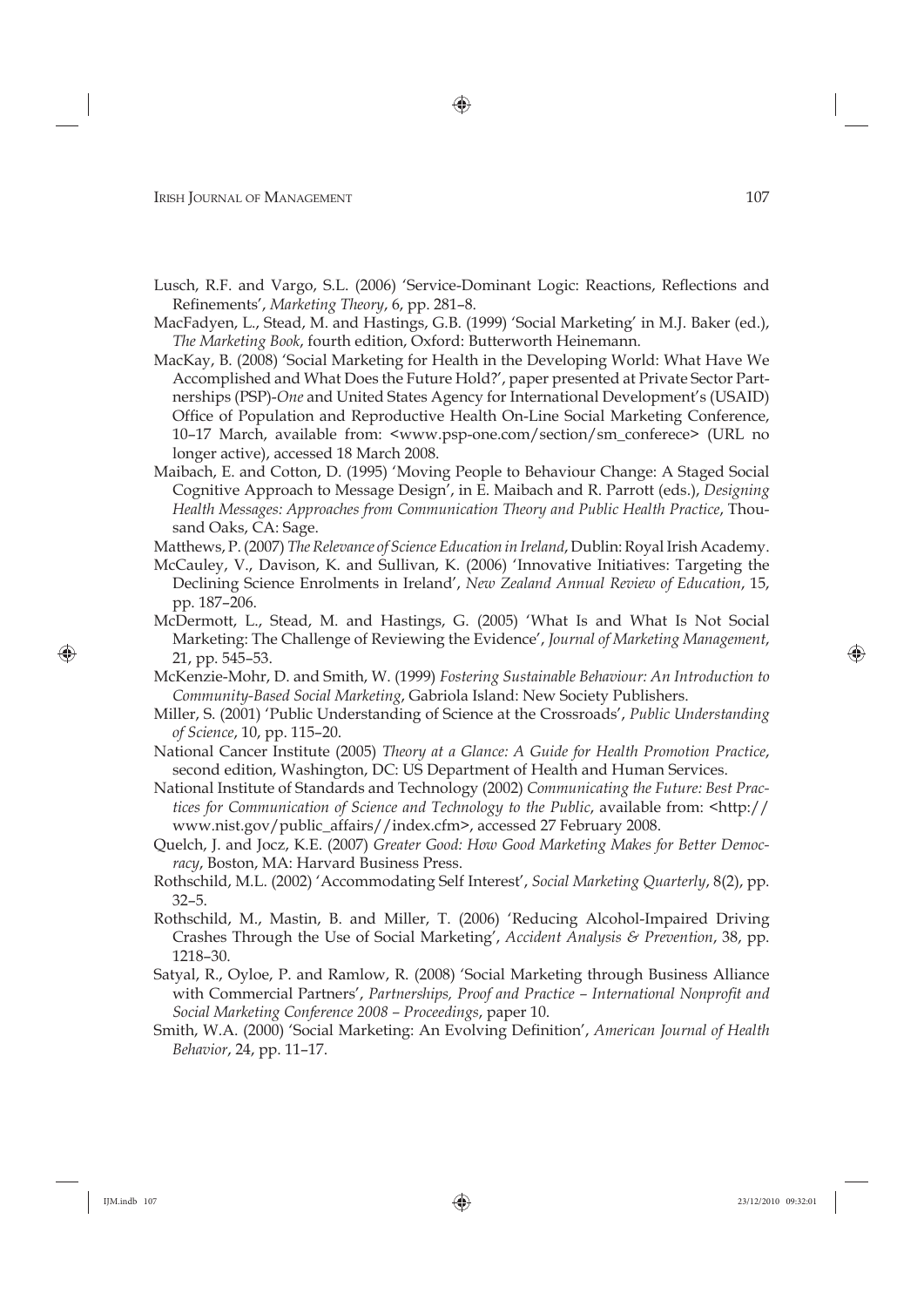Lusch, R.F. and Vargo, S.L. (2006) 'Service-Dominant Logic: Reactions, Reflections and Refinements', *Marketing Theory*, 6, pp. 281–8.

MacFadyen, L., Stead, M. and Hastings, G.B. (1999) 'Social Marketing' in M.J. Baker (ed.), *The Marketing Book*, fourth edition, Oxford: Butterworth Heinemann.

MacKay, B. (2008) 'Social Marketing for Health in the Developing World: What Have We Accomplished and What Does the Future Hold?', paper presented at Private Sector Partnerships (PSP)-*One* and United States Agency for International Development's (USAID) Office of Population and Reproductive Health On-Line Social Marketing Conference, 10–17 March, available from: <www.psp-one.com/section/sm_conferece> (URL no longer active), accessed 18 March 2008.

Maibach, E. and Cotton, D. (1995) 'Moving People to Behaviour Change: A Staged Social Cognitive Approach to Message Design', in E. Maibach and R. Parrott (eds.), *Designing Health Messages: Approaches from Communication Theory and Public Health Practice*, Thousand Oaks, CA: Sage.

Matthews, P. (2007) *The Relevance of Science Education in Ireland*, Dublin: Royal Irish Academy.

McCauley, V., Davison, K. and Sullivan, K. (2006) 'Innovative Initiatives: Targeting the Declining Science Enrolments in Ireland', *New Zealand Annual Review of Education*, 15, pp. 187–206.

McDermott, L., Stead, M. and Hastings, G. (2005) 'What Is and What Is Not Social Marketing: The Challenge of Reviewing the Evidence', *Journal of Marketing Management*, 21, pp. 545–53.

McKenzie-Mohr, D. and Smith, W. (1999) *Fostering Sustainable Behaviour: An Introduction to Community-Based Social Marketing*, Gabriola Island: New Society Publishers.

Miller, S. (2001) 'Public Understanding of Science at the Crossroads', *Public Understanding of Science*, 10, pp. 115–20.

National Cancer Institute (2005) *Theory at a Glance: A Guide for Health Promotion Practice*, second edition, Washington, DC: US Department of Health and Human Services.

National Institute of Standards and Technology (2002) *Communicating the Future: Best Practices for Communication of Science and Technology to the Public*, available from: <http://www.nist.gov/public_affairs//index.cfm>, accessed 27 February 2008.

Quelch, J. and Jocz, K.E. (2007) *Greater Good: How Good Marketing Makes for Better Democracy*, Boston, MA: Harvard Business Press.

Rothschild, M.L. (2002) 'Accommodating Self Interest', *Social Marketing Quarterly*, 8(2), pp. 32–5.

Rothschild, M., Mastin, B. and Miller, T. (2006) 'Reducing Alcohol-Impaired Driving Crashes Through the Use of Social Marketing', *Accident Analysis & Prevention*, 38, pp. 1218–30.

Satyal, R., Oyloe, P. and Ramlow, R. (2008) 'Social Marketing through Business Alliance with Commercial Partners', *Partnerships, Proof and Practice – International Nonprofit and Social Marketing Conference 2008 – Proceedings*, paper 10.

Smith, W.A. (2000) 'Social Marketing: An Evolving Definition', *American Journal of Health Behavior*, 24, pp. 11–17.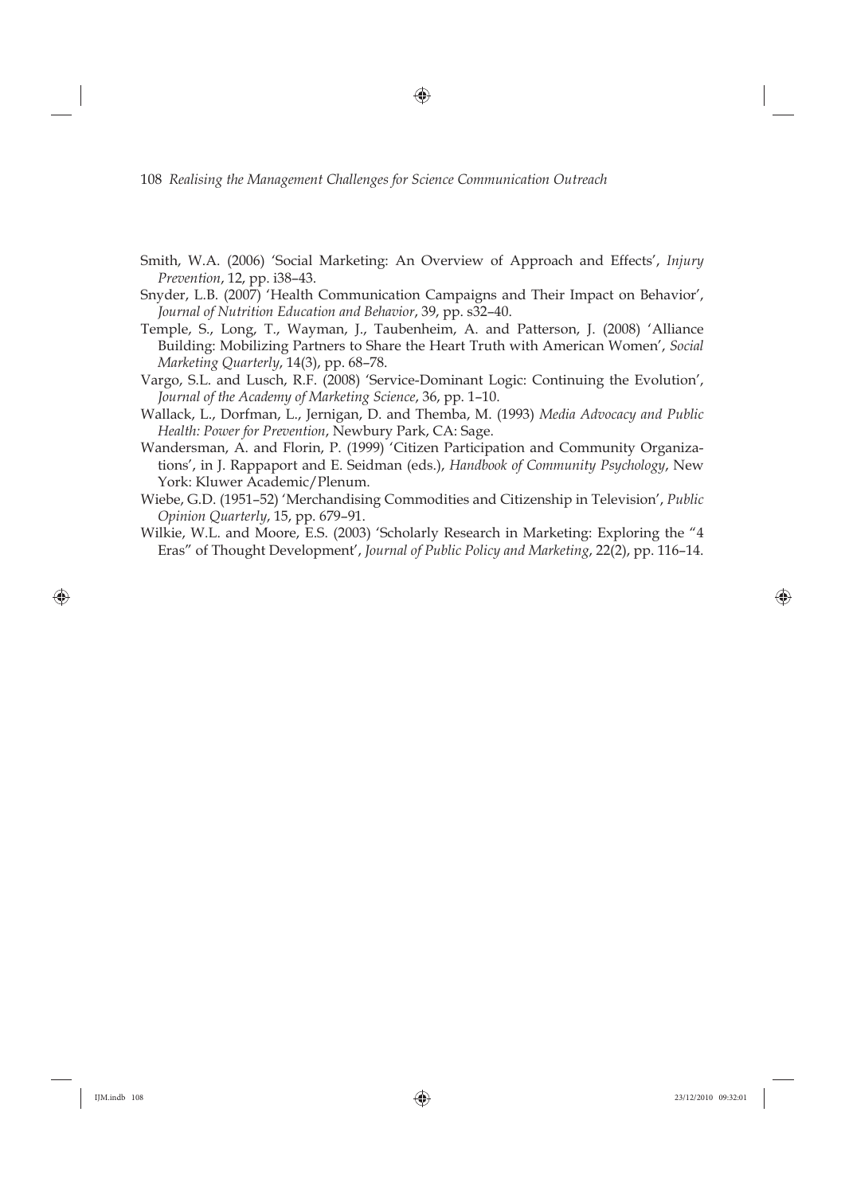Smith, W.A. (2006) 'Social Marketing: An Overview of Approach and Effects', *Injury Prevention*, 12, pp. i38–43.

Snyder, L.B. (2007) 'Health Communication Campaigns and Their Impact on Behavior', *Journal of Nutrition Education and Behavior*, 39, pp. s32–40.

Temple, S., Long, T., Wayman, J., Taubenheim, A. and Patterson, J. (2008) 'Alliance Building: Mobilizing Partners to Share the Heart Truth with American Women', *Social Marketing Quarterly*, 14(3), pp. 68–78.

Vargo, S.L. and Lusch, R.F. (2008) 'Service-Dominant Logic: Continuing the Evolution', *Journal of the Academy of Marketing Science*, 36, pp. 1–10.

Wallack, L., Dorfman, L., Jernigan, D. and Themba, M. (1993) *Media Advocacy and Public Health: Power for Prevention*, Newbury Park, CA: Sage.

Wandersman, A. and Florin, P. (1999) 'Citizen Participation and Community Organizations', in J. Rappaport and E. Seidman (eds.), *Handbook of Community Psychology*, New York: Kluwer Academic/Plenum.

Wiebe, G.D. (1951–52) 'Merchandising Commodities and Citizenship in Television', *Public Opinion Quarterly*, 15, pp. 679–91.

Wilkie, W.L. and Moore, E.S. (2003) 'Scholarly Research in Marketing: Exploring the "4 Eras" of Thought Development', *Journal of Public Policy and Marketing*, 22(2), pp. 116–14.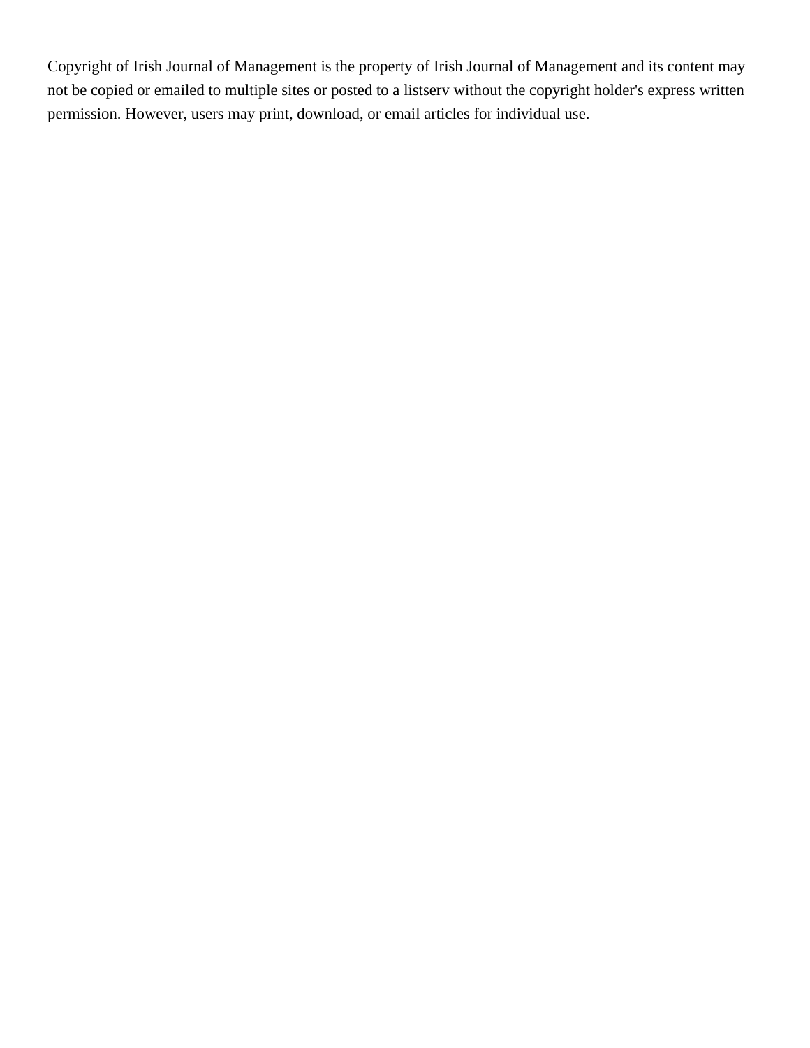Copyright of Irish Journal of Management is the property of Irish Journal of Management and its content may not be copied or emailed to multiple sites or posted to a listserv without the copyright holder's express written permission. However, users may print, download, or email articles for individual use.